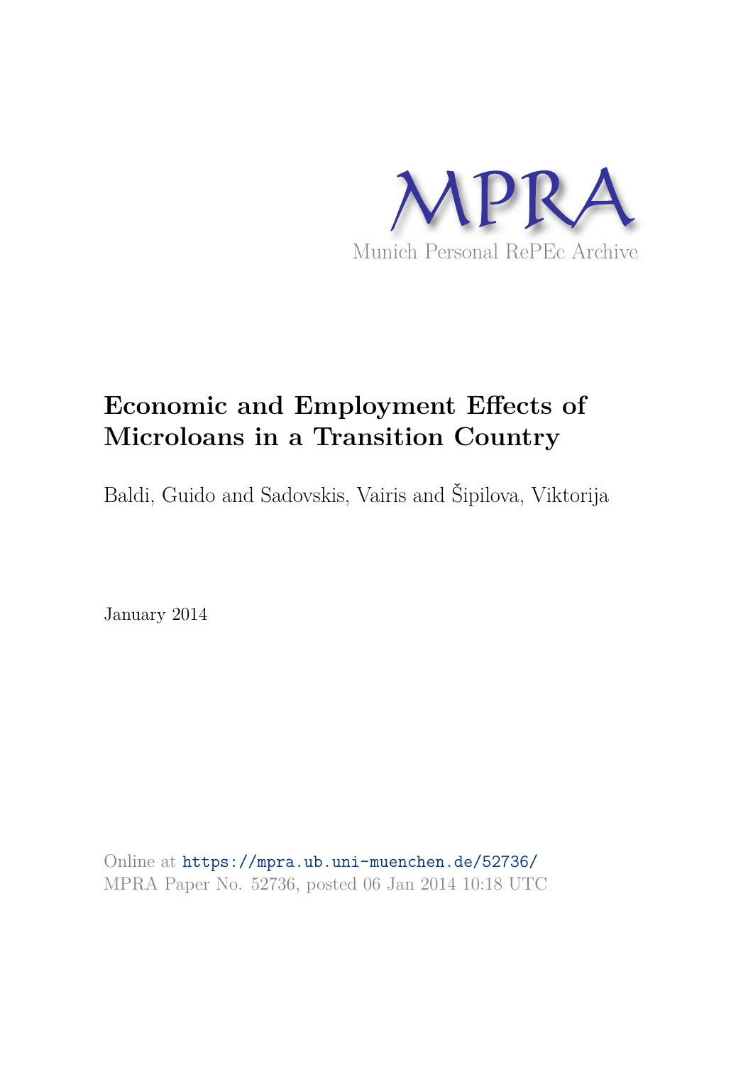MPRA

Munich Personal RePEc Archive

# Economic and Employment Effects of Microloans in a Transition Country

Baldi, Guido and Sadovskis, Vairis and Šipilova, Viktorija

January 2014

Online at https://mpra.ub.uni-muenchen.de/52736/
MPRA Paper No. 52736, posted 06 Jan 2014 10:18 UTC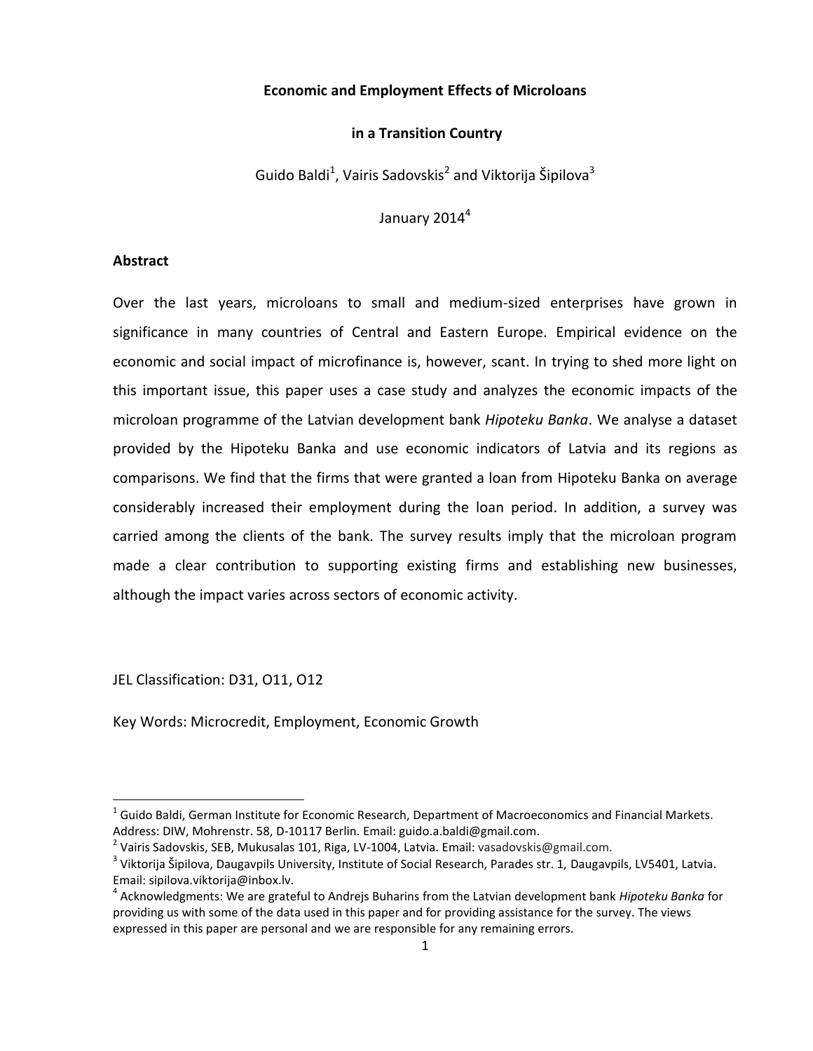**Economic and Employment Effects of Microloans**

**in a Transition Country**

Guido Baldi[1], Vairis Sadovskis[2] and Viktorija Šipilova[3]

January 2014[4]

**Abstract**

Over the last years, microloans to small and medium-sized enterprises have grown in significance in many countries of Central and Eastern Europe. Empirical evidence on the economic and social impact of microfinance is, however, scant. In trying to shed more light on this important issue, this paper uses a case study and analyzes the economic impacts of the microloan programme of the Latvian development bank *Hipoteku Banka*. We analyse a dataset provided by the Hipoteku Banka and use economic indicators of Latvia and its regions as comparisons. We find that the firms that were granted a loan from Hipoteku Banka on average considerably increased their employment during the loan period. In addition, a survey was carried among the clients of the bank. The survey results imply that the microloan program made a clear contribution to supporting existing firms and establishing new businesses, although the impact varies across sectors of economic activity.

JEL Classification: D31, O11, O12

Key Words: Microcredit, Employment, Economic Growth

[1] Guido Baldi, German Institute for Economic Research, Department of Macroeconomics and Financial Markets. Address: DIW, Mohrenstr. 58, D-10117 Berlin. Email: guido.a.baldi@gmail.com.

[2] Vairis Sadovskis, SEB, Mukusalas 101, Riga, LV-1004, Latvia. Email: vasadovskis@gmail.com.

[3] Viktorija Šipilova, Daugavpils University, Institute of Social Research, Parades str. 1, Daugavpils, LV5401, Latvia. Email: sipilova.viktorija@inbox.lv.

[4] Acknowledgments: We are grateful to Andrejs Buharins from the Latvian development bank *Hipoteku Banka* for providing us with some of the data used in this paper and for providing assistance for the survey. The views expressed in this paper are personal and we are responsible for any remaining errors.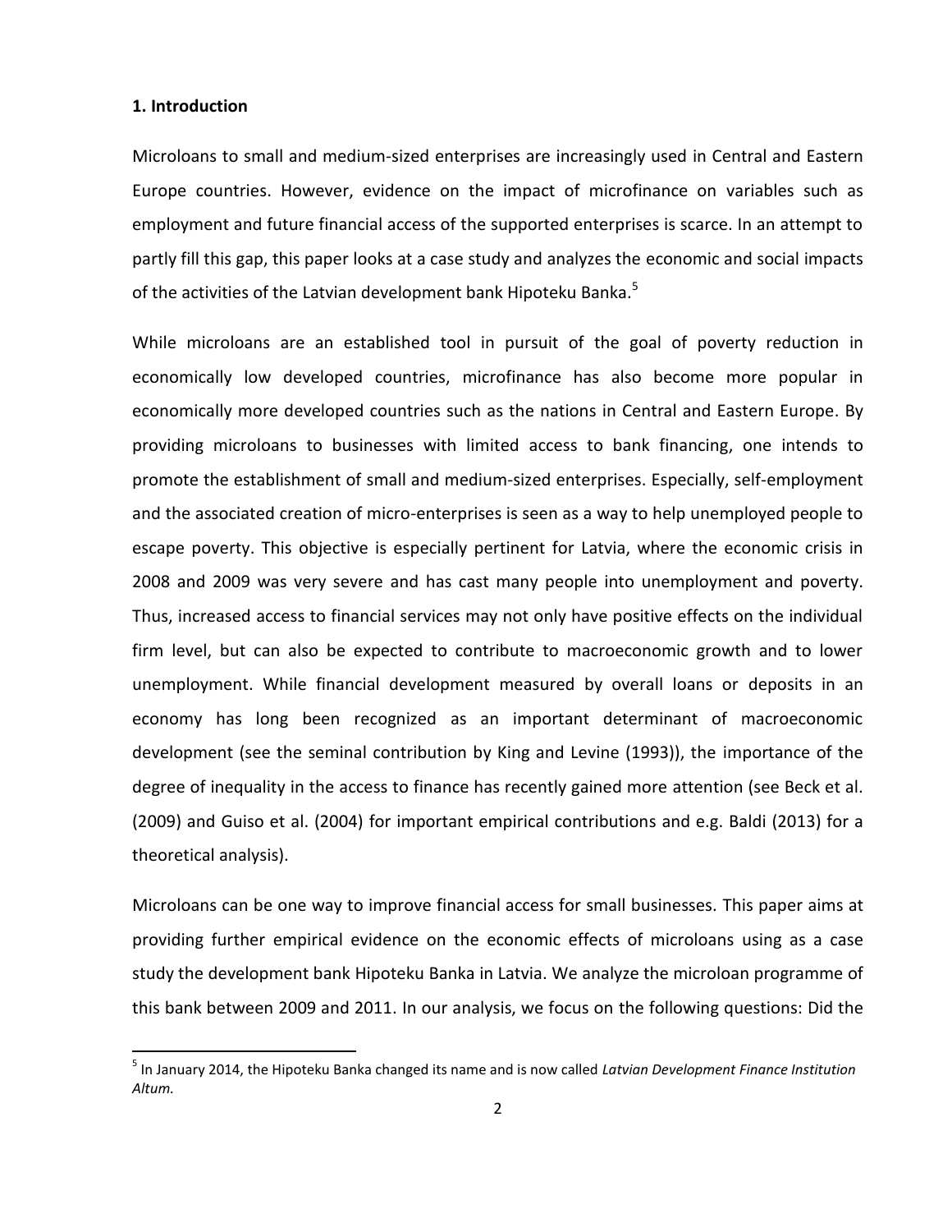## 1. Introduction

Microloans to small and medium-sized enterprises are increasingly used in Central and Eastern Europe countries. However, evidence on the impact of microfinance on variables such as employment and future financial access of the supported enterprises is scarce. In an attempt to partly fill this gap, this paper looks at a case study and analyzes the economic and social impacts of the activities of the Latvian development bank Hipoteku Banka.[5]

While microloans are an established tool in pursuit of the goal of poverty reduction in economically low developed countries, microfinance has also become more popular in economically more developed countries such as the nations in Central and Eastern Europe. By providing microloans to businesses with limited access to bank financing, one intends to promote the establishment of small and medium-sized enterprises. Especially, self-employment and the associated creation of micro-enterprises is seen as a way to help unemployed people to escape poverty. This objective is especially pertinent for Latvia, where the economic crisis in 2008 and 2009 was very severe and has cast many people into unemployment and poverty. Thus, increased access to financial services may not only have positive effects on the individual firm level, but can also be expected to contribute to macroeconomic growth and to lower unemployment. While financial development measured by overall loans or deposits in an economy has long been recognized as an important determinant of macroeconomic development (see the seminal contribution by King and Levine (1993)), the importance of the degree of inequality in the access to finance has recently gained more attention (see Beck et al. (2009) and Guiso et al. (2004) for important empirical contributions and e.g. Baldi (2013) for a theoretical analysis).

Microloans can be one way to improve financial access for small businesses. This paper aims at providing further empirical evidence on the economic effects of microloans using as a case study the development bank Hipoteku Banka in Latvia. We analyze the microloan programme of this bank between 2009 and 2011. In our analysis, we focus on the following questions: Did the

[5] In January 2014, the Hipoteku Banka changed its name and is now called *Latvian Development Finance Institution Altum.*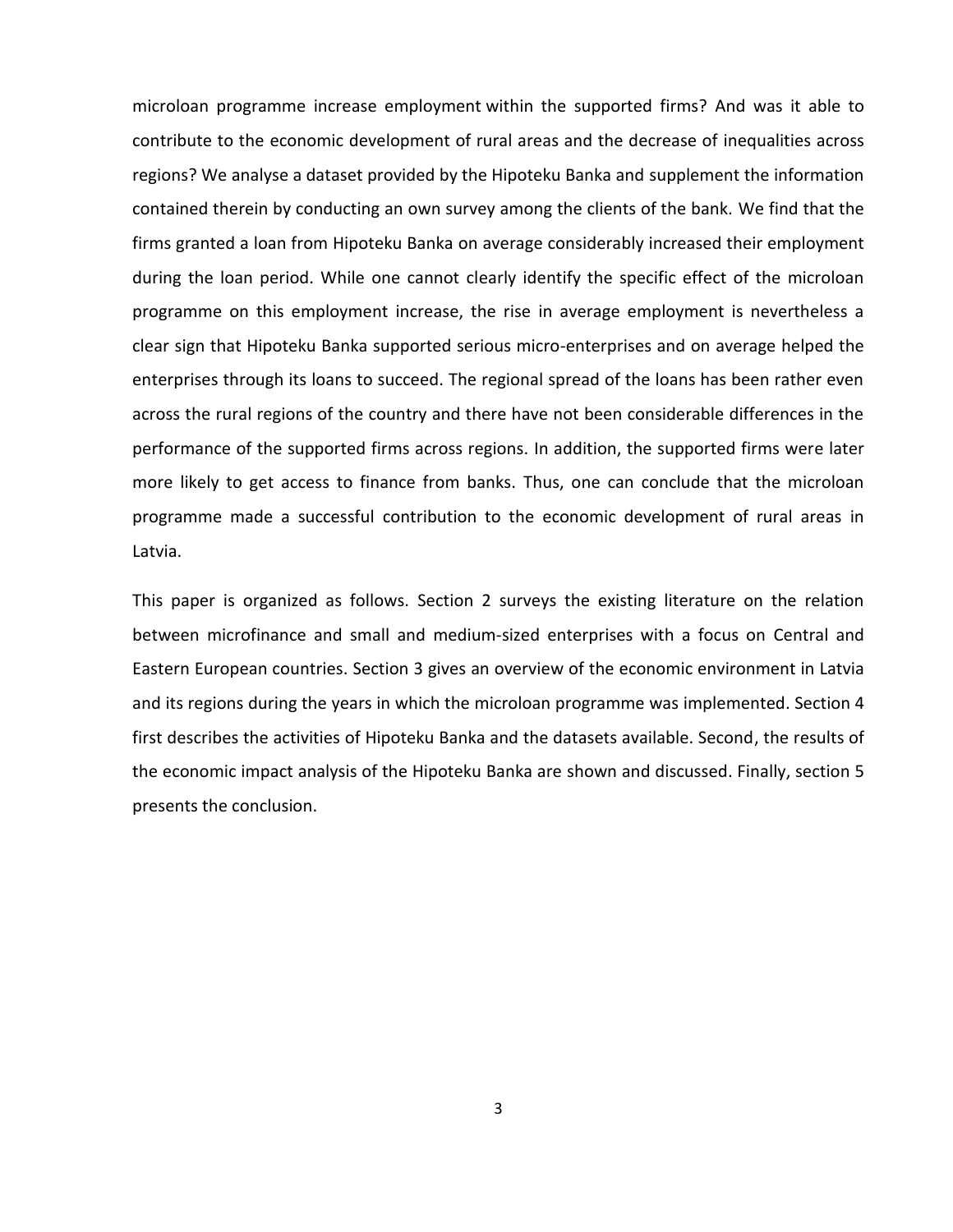microloan programme increase employment within the supported firms? And was it able to contribute to the economic development of rural areas and the decrease of inequalities across regions? We analyse a dataset provided by the Hipoteku Banka and supplement the information contained therein by conducting an own survey among the clients of the bank. We find that the firms granted a loan from Hipoteku Banka on average considerably increased their employment during the loan period. While one cannot clearly identify the specific effect of the microloan programme on this employment increase, the rise in average employment is nevertheless a clear sign that Hipoteku Banka supported serious micro-enterprises and on average helped the enterprises through its loans to succeed. The regional spread of the loans has been rather even across the rural regions of the country and there have not been considerable differences in the performance of the supported firms across regions. In addition, the supported firms were later more likely to get access to finance from banks. Thus, one can conclude that the microloan programme made a successful contribution to the economic development of rural areas in Latvia.

This paper is organized as follows. Section 2 surveys the existing literature on the relation between microfinance and small and medium-sized enterprises with a focus on Central and Eastern European countries. Section 3 gives an overview of the economic environment in Latvia and its regions during the years in which the microloan programme was implemented. Section 4 first describes the activities of Hipoteku Banka and the datasets available. Second, the results of the economic impact analysis of the Hipoteku Banka are shown and discussed. Finally, section 5 presents the conclusion.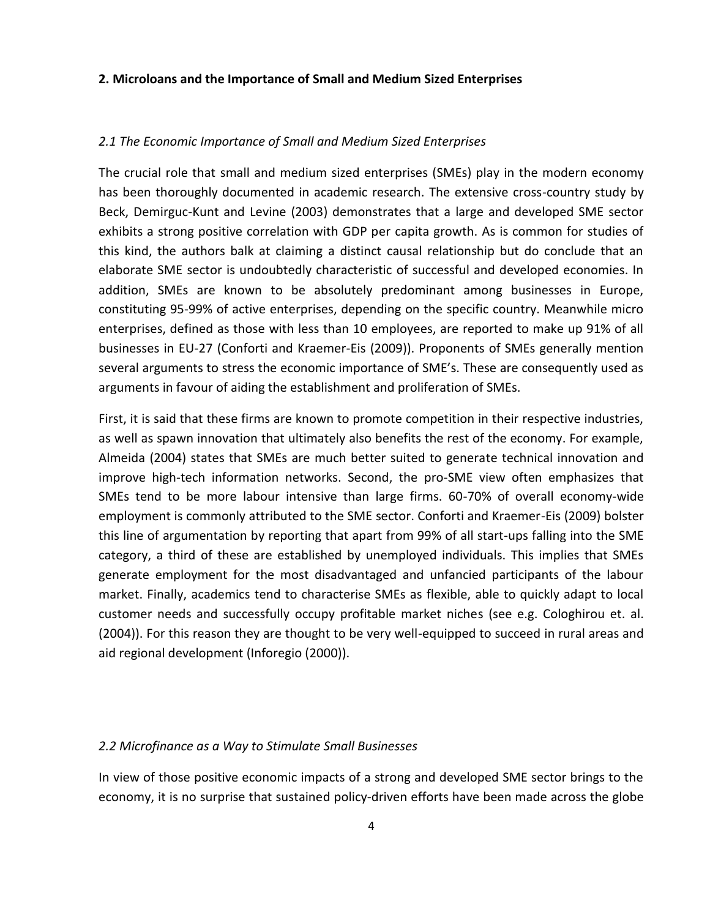## 2. Microloans and the Importance of Small and Medium Sized Enterprises

### *2.1 The Economic Importance of Small and Medium Sized Enterprises*

The crucial role that small and medium sized enterprises (SMEs) play in the modern economy has been thoroughly documented in academic research. The extensive cross-country study by Beck, Demirguc-Kunt and Levine (2003) demonstrates that a large and developed SME sector exhibits a strong positive correlation with GDP per capita growth. As is common for studies of this kind, the authors balk at claiming a distinct causal relationship but do conclude that an elaborate SME sector is undoubtedly characteristic of successful and developed economies. In addition, SMEs are known to be absolutely predominant among businesses in Europe, constituting 95-99% of active enterprises, depending on the specific country. Meanwhile micro enterprises, defined as those with less than 10 employees, are reported to make up 91% of all businesses in EU-27 (Conforti and Kraemer-Eis (2009)). Proponents of SMEs generally mention several arguments to stress the economic importance of SME's. These are consequently used as arguments in favour of aiding the establishment and proliferation of SMEs.

First, it is said that these firms are known to promote competition in their respective industries, as well as spawn innovation that ultimately also benefits the rest of the economy. For example, Almeida (2004) states that SMEs are much better suited to generate technical innovation and improve high-tech information networks. Second, the pro-SME view often emphasizes that SMEs tend to be more labour intensive than large firms. 60-70% of overall economy-wide employment is commonly attributed to the SME sector. Conforti and Kraemer-Eis (2009) bolster this line of argumentation by reporting that apart from 99% of all start-ups falling into the SME category, a third of these are established by unemployed individuals. This implies that SMEs generate employment for the most disadvantaged and unfancied participants of the labour market. Finally, academics tend to characterise SMEs as flexible, able to quickly adapt to local customer needs and successfully occupy profitable market niches (see e.g. Cologhirou et. al. (2004)). For this reason they are thought to be very well-equipped to succeed in rural areas and aid regional development (Inforegio (2000)).

### *2.2 Microfinance as a Way to Stimulate Small Businesses*

In view of those positive economic impacts of a strong and developed SME sector brings to the economy, it is no surprise that sustained policy-driven efforts have been made across the globe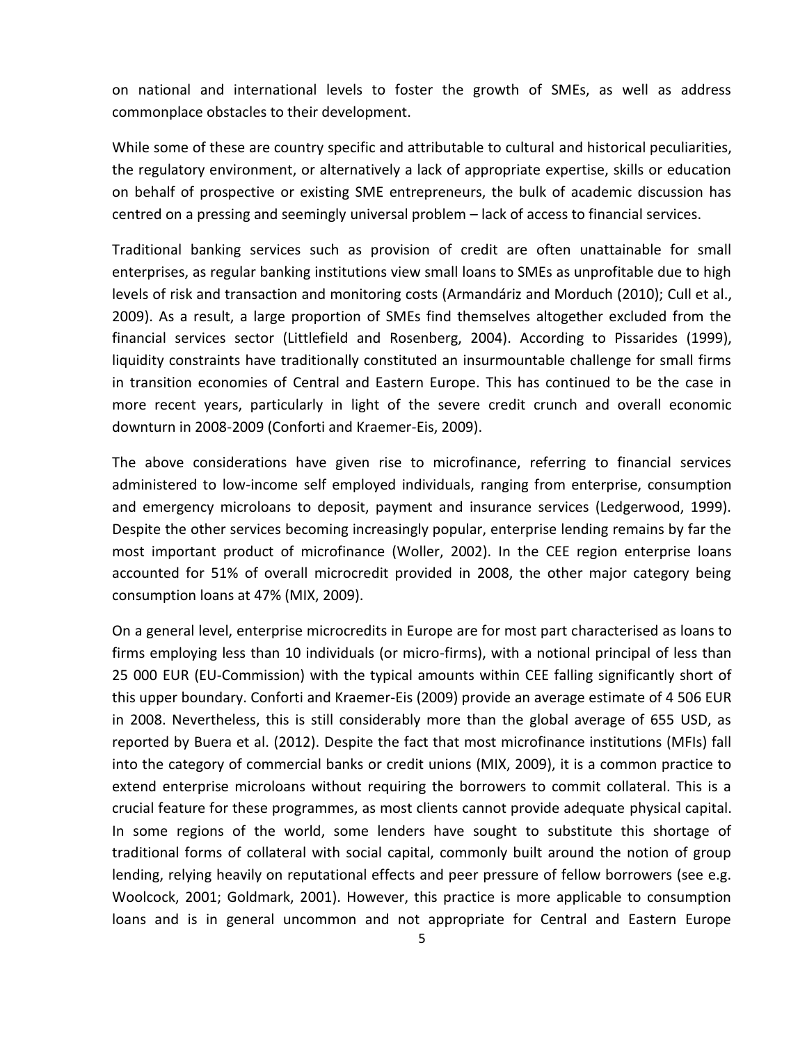on national and international levels to foster the growth of SMEs, as well as address commonplace obstacles to their development.

While some of these are country specific and attributable to cultural and historical peculiarities, the regulatory environment, or alternatively a lack of appropriate expertise, skills or education on behalf of prospective or existing SME entrepreneurs, the bulk of academic discussion has centred on a pressing and seemingly universal problem – lack of access to financial services.

Traditional banking services such as provision of credit are often unattainable for small enterprises, as regular banking institutions view small loans to SMEs as unprofitable due to high levels of risk and transaction and monitoring costs (Armandáriz and Morduch (2010); Cull et al., 2009). As a result, a large proportion of SMEs find themselves altogether excluded from the financial services sector (Littlefield and Rosenberg, 2004). According to Pissarides (1999), liquidity constraints have traditionally constituted an insurmountable challenge for small firms in transition economies of Central and Eastern Europe. This has continued to be the case in more recent years, particularly in light of the severe credit crunch and overall economic downturn in 2008-2009 (Conforti and Kraemer-Eis, 2009).

The above considerations have given rise to microfinance, referring to financial services administered to low-income self employed individuals, ranging from enterprise, consumption and emergency microloans to deposit, payment and insurance services (Ledgerwood, 1999). Despite the other services becoming increasingly popular, enterprise lending remains by far the most important product of microfinance (Woller, 2002). In the CEE region enterprise loans accounted for 51% of overall microcredit provided in 2008, the other major category being consumption loans at 47% (MIX, 2009).

On a general level, enterprise microcredits in Europe are for most part characterised as loans to firms employing less than 10 individuals (or micro-firms), with a notional principal of less than 25 000 EUR (EU-Commission) with the typical amounts within CEE falling significantly short of this upper boundary. Conforti and Kraemer-Eis (2009) provide an average estimate of 4 506 EUR in 2008. Nevertheless, this is still considerably more than the global average of 655 USD, as reported by Buera et al. (2012). Despite the fact that most microfinance institutions (MFIs) fall into the category of commercial banks or credit unions (MIX, 2009), it is a common practice to extend enterprise microloans without requiring the borrowers to commit collateral. This is a crucial feature for these programmes, as most clients cannot provide adequate physical capital. In some regions of the world, some lenders have sought to substitute this shortage of traditional forms of collateral with social capital, commonly built around the notion of group lending, relying heavily on reputational effects and peer pressure of fellow borrowers (see e.g. Woolcock, 2001; Goldmark, 2001). However, this practice is more applicable to consumption loans and is in general uncommon and not appropriate for Central and Eastern Europe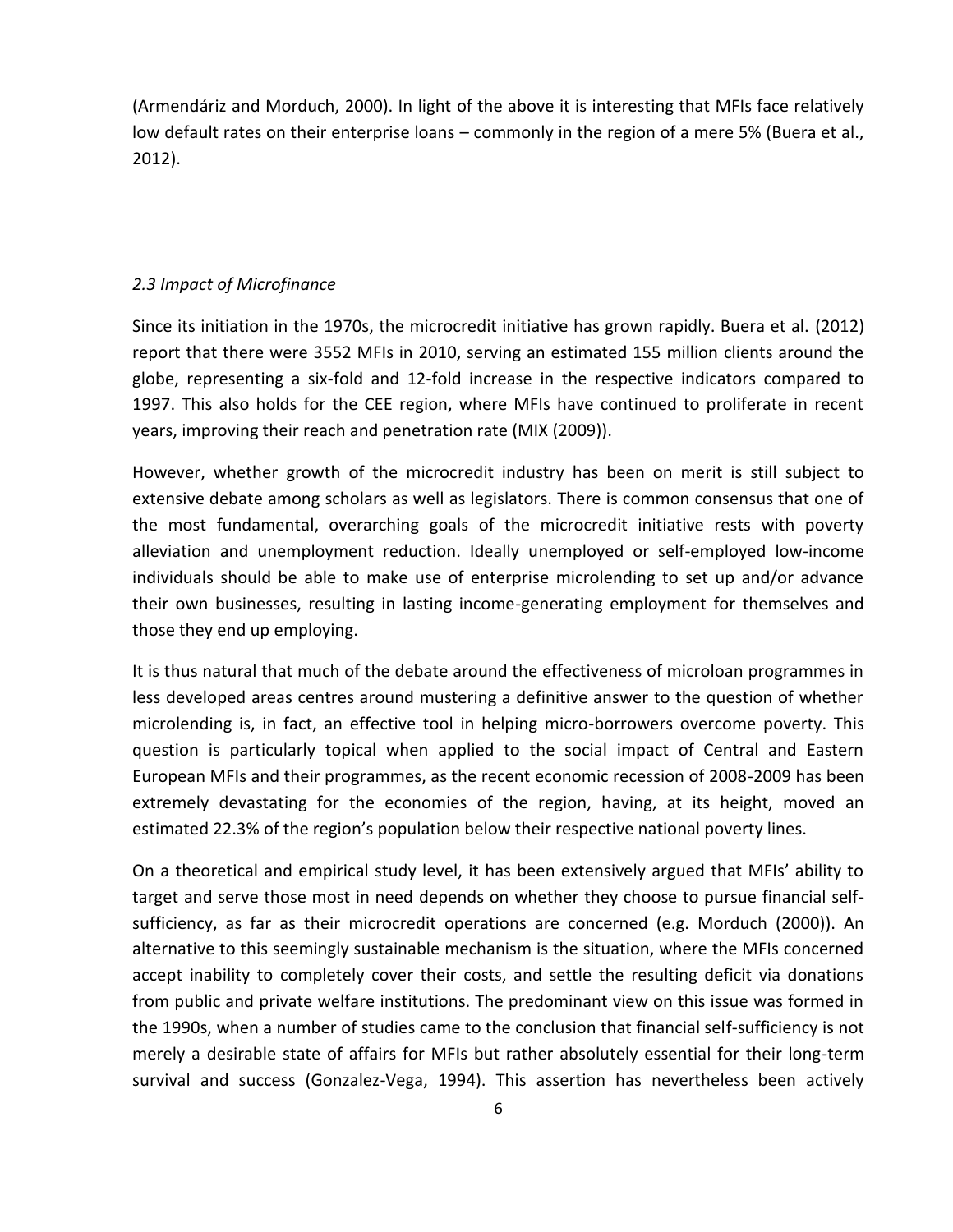(Armendáriz and Morduch, 2000). In light of the above it is interesting that MFIs face relatively low default rates on their enterprise loans – commonly in the region of a mere 5% (Buera et al., 2012).

### *2.3 Impact of Microfinance*

Since its initiation in the 1970s, the microcredit initiative has grown rapidly. Buera et al. (2012) report that there were 3552 MFIs in 2010, serving an estimated 155 million clients around the globe, representing a six-fold and 12-fold increase in the respective indicators compared to 1997. This also holds for the CEE region, where MFIs have continued to proliferate in recent years, improving their reach and penetration rate (MIX (2009)).

However, whether growth of the microcredit industry has been on merit is still subject to extensive debate among scholars as well as legislators. There is common consensus that one of the most fundamental, overarching goals of the microcredit initiative rests with poverty alleviation and unemployment reduction. Ideally unemployed or self-employed low-income individuals should be able to make use of enterprise microlending to set up and/or advance their own businesses, resulting in lasting income-generating employment for themselves and those they end up employing.

It is thus natural that much of the debate around the effectiveness of microloan programmes in less developed areas centres around mustering a definitive answer to the question of whether microlending is, in fact, an effective tool in helping micro-borrowers overcome poverty. This question is particularly topical when applied to the social impact of Central and Eastern European MFIs and their programmes, as the recent economic recession of 2008-2009 has been extremely devastating for the economies of the region, having, at its height, moved an estimated 22.3% of the region's population below their respective national poverty lines.

On a theoretical and empirical study level, it has been extensively argued that MFIs' ability to target and serve those most in need depends on whether they choose to pursue financial self-sufficiency, as far as their microcredit operations are concerned (e.g. Morduch (2000)). An alternative to this seemingly sustainable mechanism is the situation, where the MFIs concerned accept inability to completely cover their costs, and settle the resulting deficit via donations from public and private welfare institutions. The predominant view on this issue was formed in the 1990s, when a number of studies came to the conclusion that financial self-sufficiency is not merely a desirable state of affairs for MFIs but rather absolutely essential for their long-term survival and success (Gonzalez-Vega, 1994). This assertion has nevertheless been actively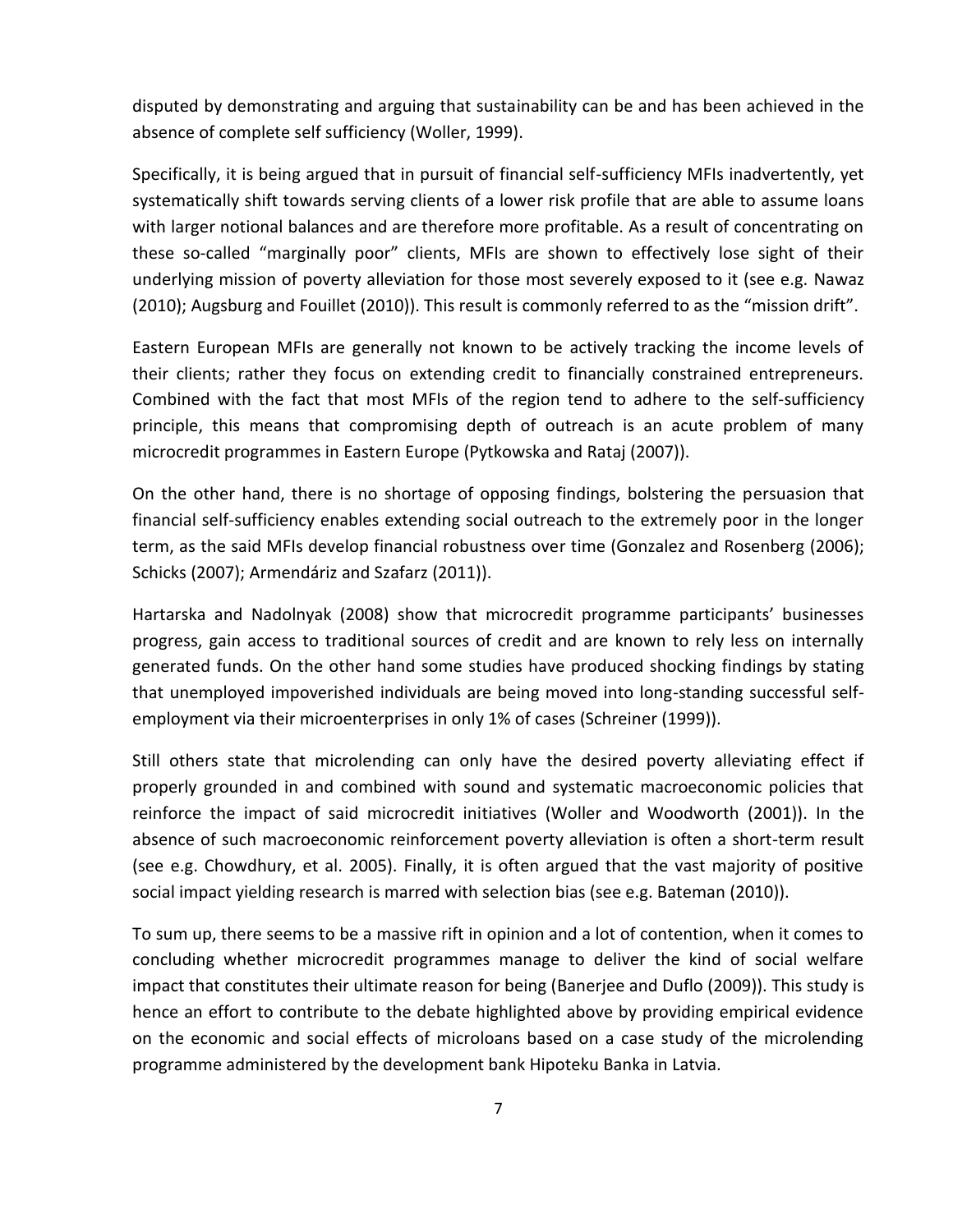disputed by demonstrating and arguing that sustainability can be and has been achieved in the absence of complete self sufficiency (Woller, 1999).

Specifically, it is being argued that in pursuit of financial self-sufficiency MFIs inadvertently, yet systematically shift towards serving clients of a lower risk profile that are able to assume loans with larger notional balances and are therefore more profitable. As a result of concentrating on these so-called "marginally poor" clients, MFIs are shown to effectively lose sight of their underlying mission of poverty alleviation for those most severely exposed to it (see e.g. Nawaz (2010); Augsburg and Fouillet (2010)). This result is commonly referred to as the "mission drift".

Eastern European MFIs are generally not known to be actively tracking the income levels of their clients; rather they focus on extending credit to financially constrained entrepreneurs. Combined with the fact that most MFIs of the region tend to adhere to the self-sufficiency principle, this means that compromising depth of outreach is an acute problem of many microcredit programmes in Eastern Europe (Pytkowska and Rataj (2007)).

On the other hand, there is no shortage of opposing findings, bolstering the persuasion that financial self-sufficiency enables extending social outreach to the extremely poor in the longer term, as the said MFIs develop financial robustness over time (Gonzalez and Rosenberg (2006); Schicks (2007); Armendáriz and Szafarz (2011)).

Hartarska and Nadolnyak (2008) show that microcredit programme participants' businesses progress, gain access to traditional sources of credit and are known to rely less on internally generated funds. On the other hand some studies have produced shocking findings by stating that unemployed impoverished individuals are being moved into long-standing successful self-employment via their microenterprises in only 1% of cases (Schreiner (1999)).

Still others state that microlending can only have the desired poverty alleviating effect if properly grounded in and combined with sound and systematic macroeconomic policies that reinforce the impact of said microcredit initiatives (Woller and Woodworth (2001)). In the absence of such macroeconomic reinforcement poverty alleviation is often a short-term result (see e.g. Chowdhury, et al. 2005). Finally, it is often argued that the vast majority of positive social impact yielding research is marred with selection bias (see e.g. Bateman (2010)).

To sum up, there seems to be a massive rift in opinion and a lot of contention, when it comes to concluding whether microcredit programmes manage to deliver the kind of social welfare impact that constitutes their ultimate reason for being (Banerjee and Duflo (2009)). This study is hence an effort to contribute to the debate highlighted above by providing empirical evidence on the economic and social effects of microloans based on a case study of the microlending programme administered by the development bank Hipoteku Banka in Latvia.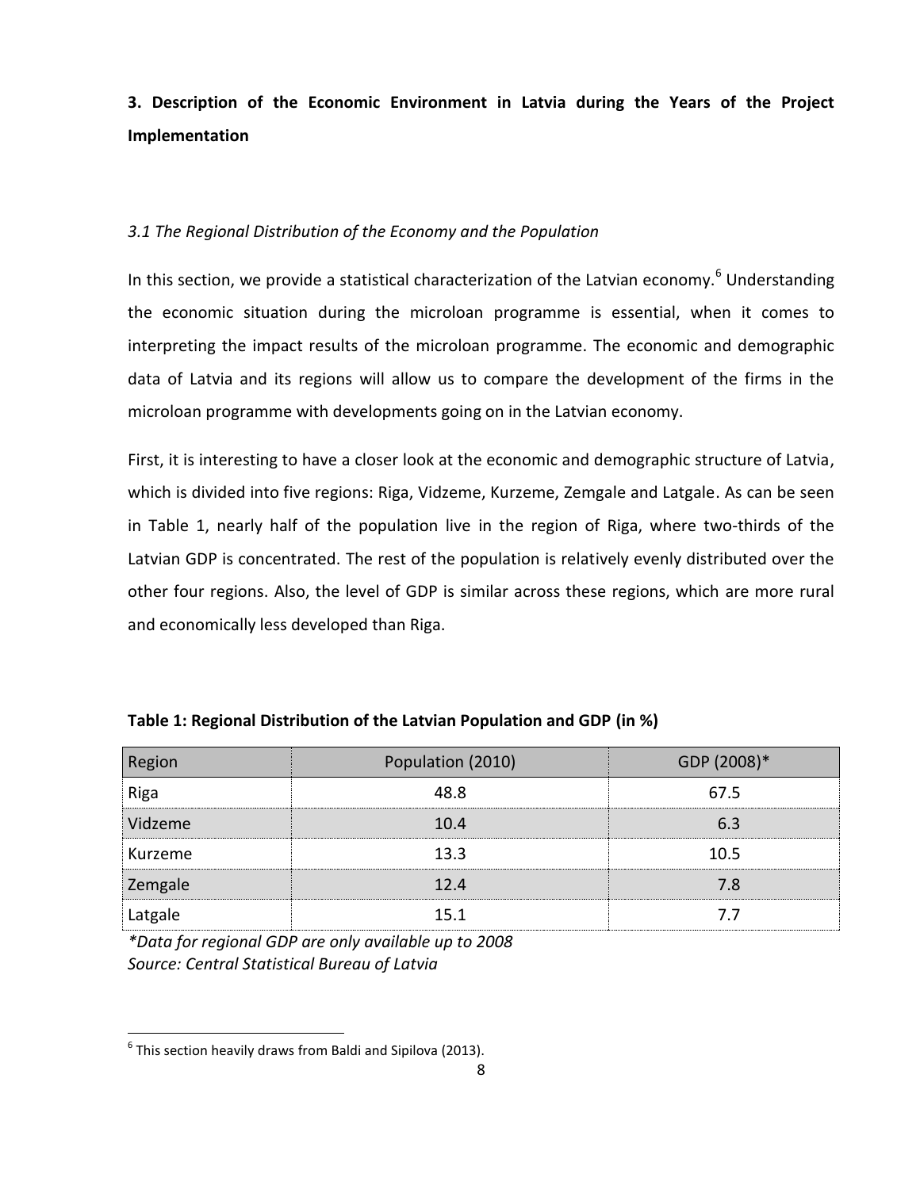## 3. Description of the Economic Environment in Latvia during the Years of the Project Implementation

### *3.1 The Regional Distribution of the Economy and the Population*

In this section, we provide a statistical characterization of the Latvian economy.[6] Understanding the economic situation during the microloan programme is essential, when it comes to interpreting the impact results of the microloan programme. The economic and demographic data of Latvia and its regions will allow us to compare the development of the firms in the microloan programme with developments going on in the Latvian economy.

First, it is interesting to have a closer look at the economic and demographic structure of Latvia, which is divided into five regions: Riga, Vidzeme, Kurzeme, Zemgale and Latgale. As can be seen in Table 1, nearly half of the population live in the region of Riga, where two-thirds of the Latvian GDP is concentrated. The rest of the population is relatively evenly distributed over the other four regions. Also, the level of GDP is similar across these regions, which are more rural and economically less developed than Riga.

**Table 1: Regional Distribution of the Latvian Population and GDP (in %)**

| Region | Population (2010) | GDP (2008)* |
|---|---|---|
| Riga | 48.8 | 67.5 |
| Vidzeme | 10.4 | 6.3 |
| Kurzeme | 13.3 | 10.5 |
| Zemgale | 12.4 | 7.8 |
| Latgale | 15.1 | 7.7 |

*\*Data for regional GDP are only available up to 2008*
*Source: Central Statistical Bureau of Latvia*

[6] This section heavily draws from Baldi and Sipilova (2013).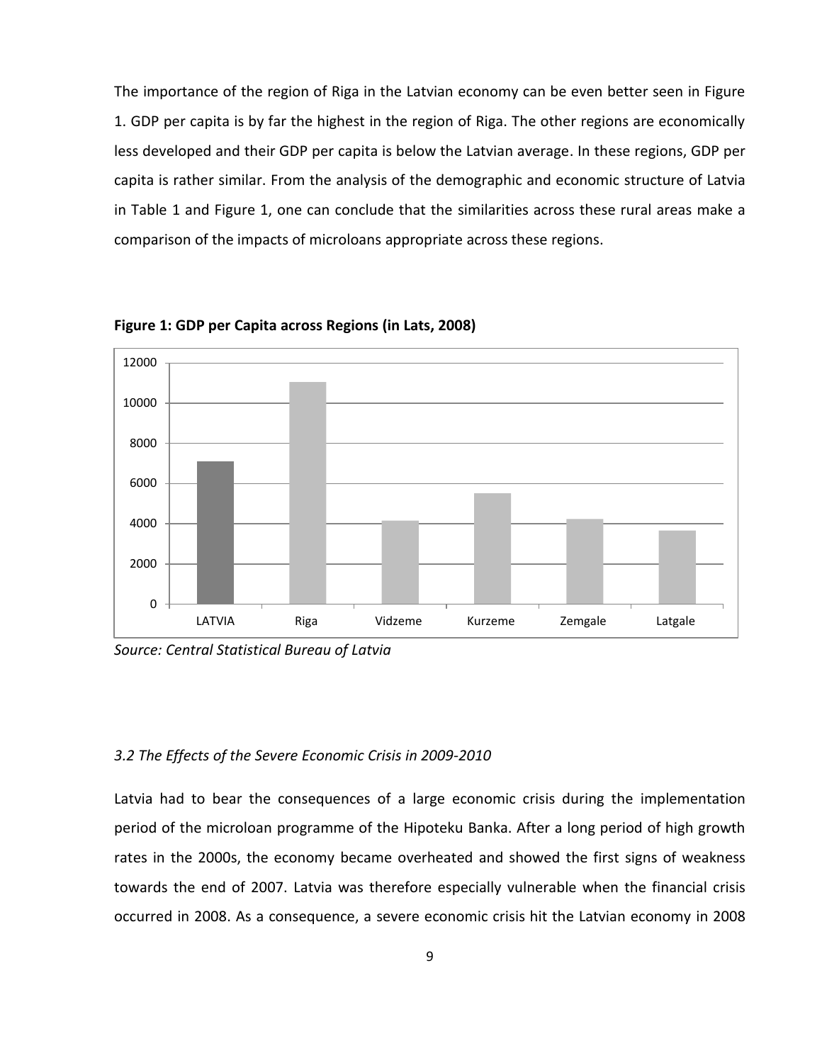The importance of the region of Riga in the Latvian economy can be even better seen in Figure 1. GDP per capita is by far the highest in the region of Riga. The other regions are economically less developed and their GDP per capita is below the Latvian average. In these regions, GDP per capita is rather similar. From the analysis of the demographic and economic structure of Latvia in Table 1 and Figure 1, one can conclude that the similarities across these rural areas make a comparison of the impacts of microloans appropriate across these regions.

**Figure 1: GDP per Capita across Regions (in Lats, 2008)**

*Source: Central Statistical Bureau of Latvia*

### *3.2 The Effects of the Severe Economic Crisis in 2009-2010*

Latvia had to bear the consequences of a large economic crisis during the implementation period of the microloan programme of the Hipoteku Banka. After a long period of high growth rates in the 2000s, the economy became overheated and showed the first signs of weakness towards the end of 2007. Latvia was therefore especially vulnerable when the financial crisis occurred in 2008. As a consequence, a severe economic crisis hit the Latvian economy in 2008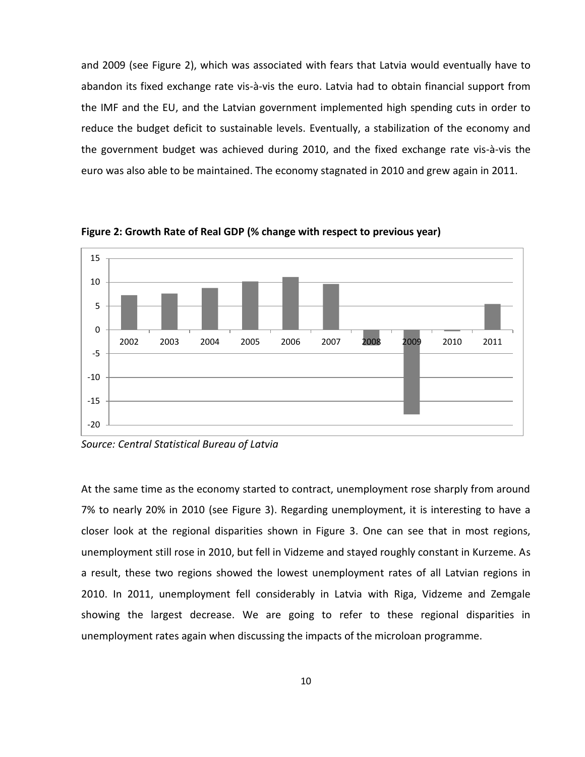and 2009 (see Figure 2), which was associated with fears that Latvia would eventually have to abandon its fixed exchange rate vis-à-vis the euro. Latvia had to obtain financial support from the IMF and the EU, and the Latvian government implemented high spending cuts in order to reduce the budget deficit to sustainable levels. Eventually, a stabilization of the economy and the government budget was achieved during 2010, and the fixed exchange rate vis-à-vis the euro was also able to be maintained. The economy stagnated in 2010 and grew again in 2011.

**Figure 2: Growth Rate of Real GDP (% change with respect to previous year)**

*Source: Central Statistical Bureau of Latvia*

At the same time as the economy started to contract, unemployment rose sharply from around 7% to nearly 20% in 2010 (see Figure 3). Regarding unemployment, it is interesting to have a closer look at the regional disparities shown in Figure 3. One can see that in most regions, unemployment still rose in 2010, but fell in Vidzeme and stayed roughly constant in Kurzeme. As a result, these two regions showed the lowest unemployment rates of all Latvian regions in 2010. In 2011, unemployment fell considerably in Latvia with Riga, Vidzeme and Zemgale showing the largest decrease. We are going to refer to these regional disparities in unemployment rates again when discussing the impacts of the microloan programme.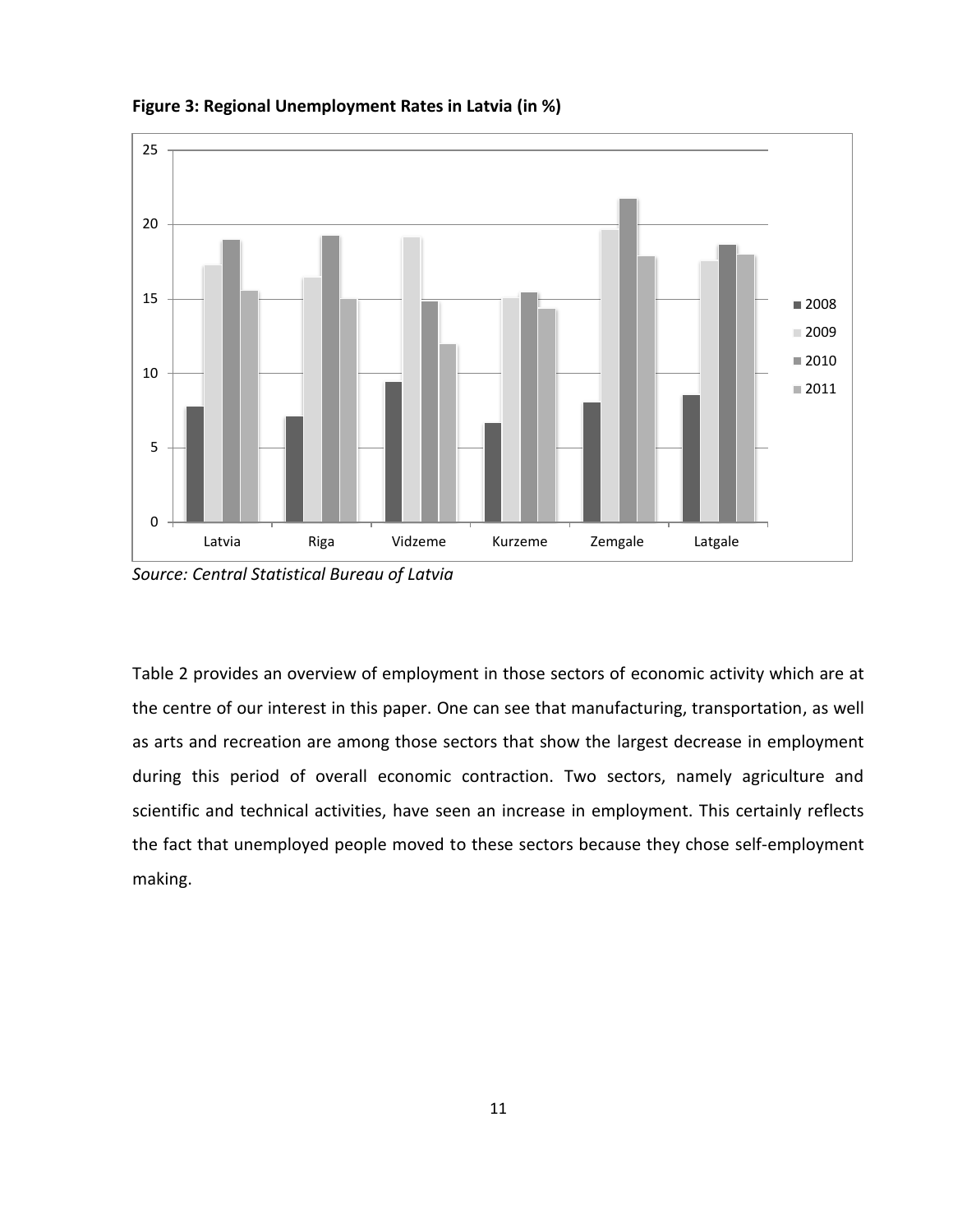**Figure 3: Regional Unemployment Rates in Latvia (in %)**

*Source: Central Statistical Bureau of Latvia*

Table 2 provides an overview of employment in those sectors of economic activity which are at the centre of our interest in this paper. One can see that manufacturing, transportation, as well as arts and recreation are among those sectors that show the largest decrease in employment during this period of overall economic contraction. Two sectors, namely agriculture and scientific and technical activities, have seen an increase in employment. This certainly reflects the fact that unemployed people moved to these sectors because they chose self-employment making.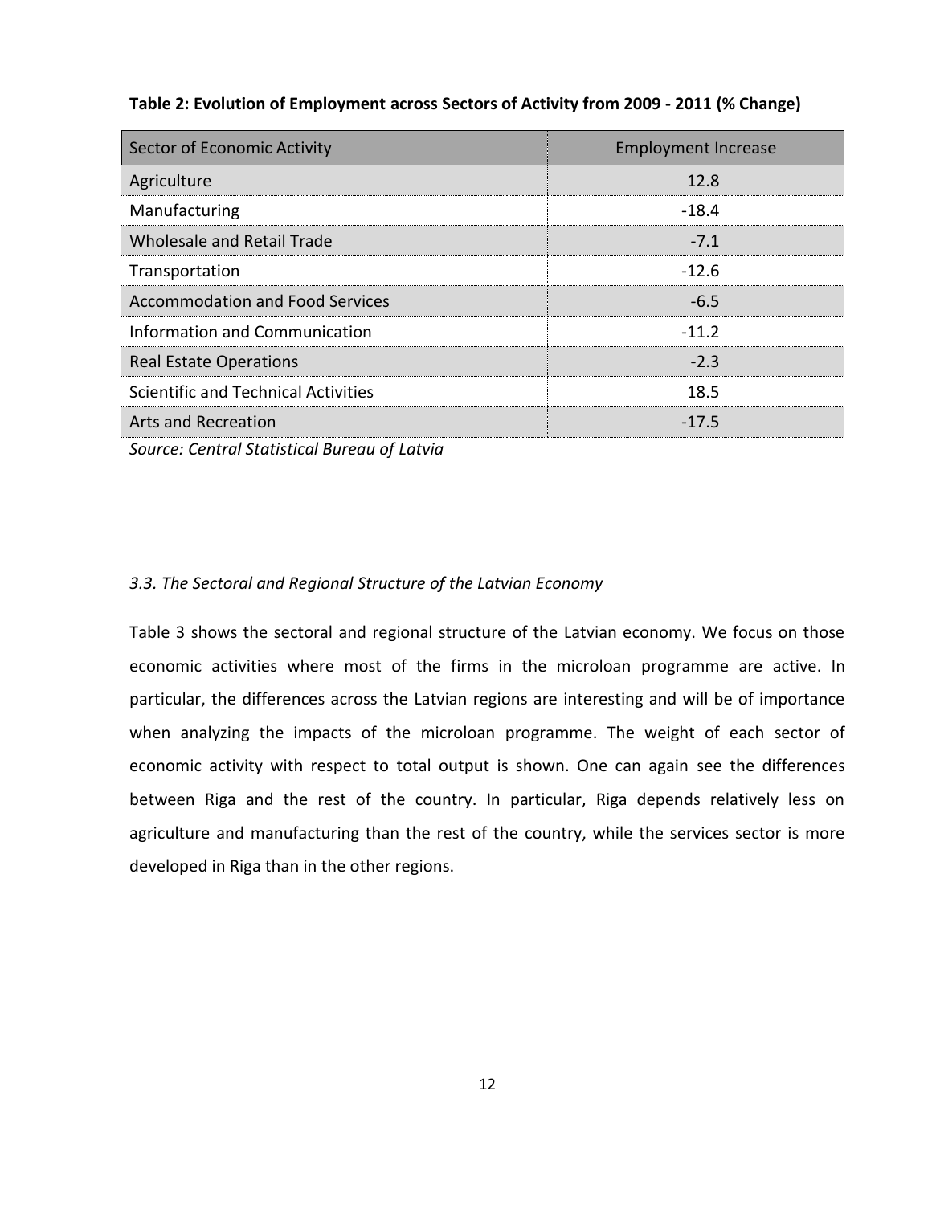**Table 2: Evolution of Employment across Sectors of Activity from 2009 - 2011 (% Change)**

| Sector of Economic Activity | Employment Increase |
|---|---|
| Agriculture | 12.8 |
| Manufacturing | -18.4 |
| Wholesale and Retail Trade | -7.1 |
| Transportation | -12.6 |
| Accommodation and Food Services | -6.5 |
| Information and Communication | -11.2 |
| Real Estate Operations | -2.3 |
| Scientific and Technical Activities | 18.5 |
| Arts and Recreation | -17.5 |

*Source: Central Statistical Bureau of Latvia*

### *3.3. The Sectoral and Regional Structure of the Latvian Economy*

Table 3 shows the sectoral and regional structure of the Latvian economy. We focus on those economic activities where most of the firms in the microloan programme are active. In particular, the differences across the Latvian regions are interesting and will be of importance when analyzing the impacts of the microloan programme. The weight of each sector of economic activity with respect to total output is shown. One can again see the differences between Riga and the rest of the country. In particular, Riga depends relatively less on agriculture and manufacturing than the rest of the country, while the services sector is more developed in Riga than in the other regions.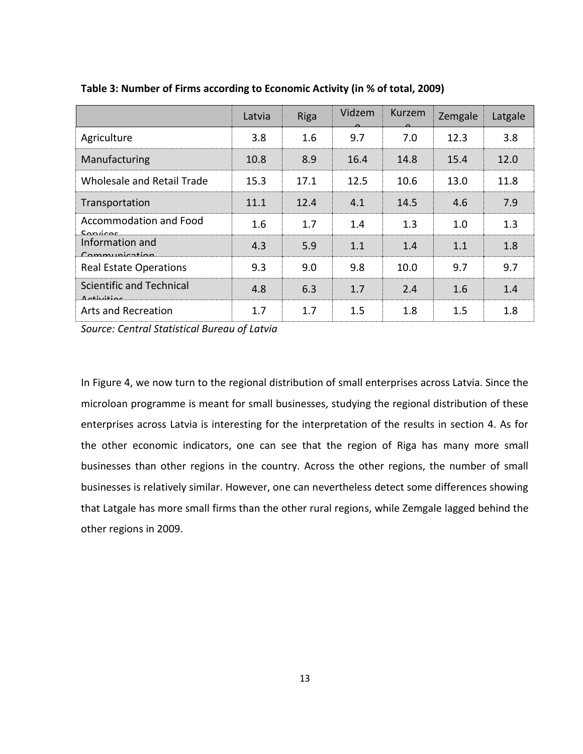**Table 3: Number of Firms according to Economic Activity (in % of total, 2009)**

| | Latvia | Riga | Vidzeme | Kurzeme | Zemgale | Latgale |
|---|---|---|---|---|---|---|
| Agriculture | 3.8 | 1.6 | 9.7 | 7.0 | 12.3 | 3.8 |
| Manufacturing | 10.8 | 8.9 | 16.4 | 14.8 | 15.4 | 12.0 |
| Wholesale and Retail Trade | 15.3 | 17.1 | 12.5 | 10.6 | 13.0 | 11.8 |
| Transportation | 11.1 | 12.4 | 4.1 | 14.5 | 4.6 | 7.9 |
| Accommodation and Food Services | 1.6 | 1.7 | 1.4 | 1.3 | 1.0 | 1.3 |
| Information and Communication | 4.3 | 5.9 | 1.1 | 1.4 | 1.1 | 1.8 |
| Real Estate Operations | 9.3 | 9.0 | 9.8 | 10.0 | 9.7 | 9.7 |
| Scientific and Technical Activities | 4.8 | 6.3 | 1.7 | 2.4 | 1.6 | 1.4 |
| Arts and Recreation | 1.7 | 1.7 | 1.5 | 1.8 | 1.5 | 1.8 |

*Source: Central Statistical Bureau of Latvia*

In Figure 4, we now turn to the regional distribution of small enterprises across Latvia. Since the microloan programme is meant for small businesses, studying the regional distribution of these enterprises across Latvia is interesting for the interpretation of the results in section 4. As for the other economic indicators, one can see that the region of Riga has many more small businesses than other regions in the country. Across the other regions, the number of small businesses is relatively similar. However, one can nevertheless detect some differences showing that Latgale has more small firms than the other rural regions, while Zemgale lagged behind the other regions in 2009.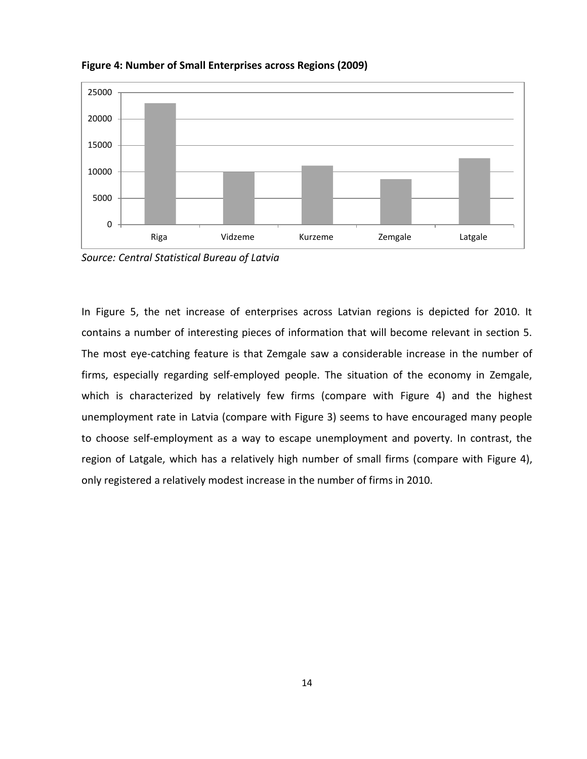**Figure 4: Number of Small Enterprises across Regions (2009)**

*Source: Central Statistical Bureau of Latvia*

In Figure 5, the net increase of enterprises across Latvian regions is depicted for 2010. It contains a number of interesting pieces of information that will become relevant in section 5. The most eye-catching feature is that Zemgale saw a considerable increase in the number of firms, especially regarding self-employed people. The situation of the economy in Zemgale, which is characterized by relatively few firms (compare with Figure 4) and the highest unemployment rate in Latvia (compare with Figure 3) seems to have encouraged many people to choose self-employment as a way to escape unemployment and poverty. In contrast, the region of Latgale, which has a relatively high number of small firms (compare with Figure 4), only registered a relatively modest increase in the number of firms in 2010.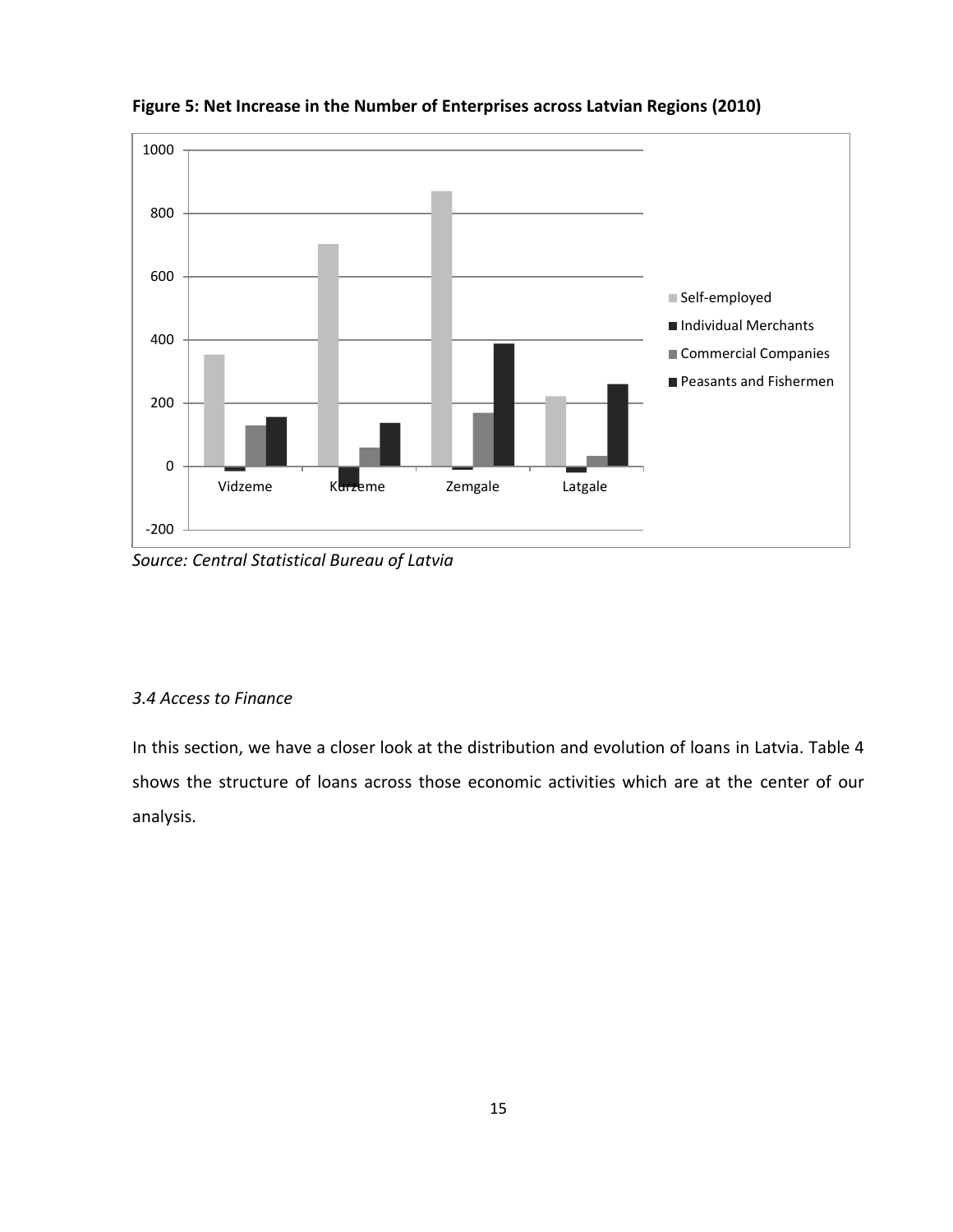**Figure 5: Net Increase in the Number of Enterprises across Latvian Regions (2010)**

*Source: Central Statistical Bureau of Latvia*

*3.4 Access to Finance*

In this section, we have a closer look at the distribution and evolution of loans in Latvia. Table 4 shows the structure of loans across those economic activities which are at the center of our analysis.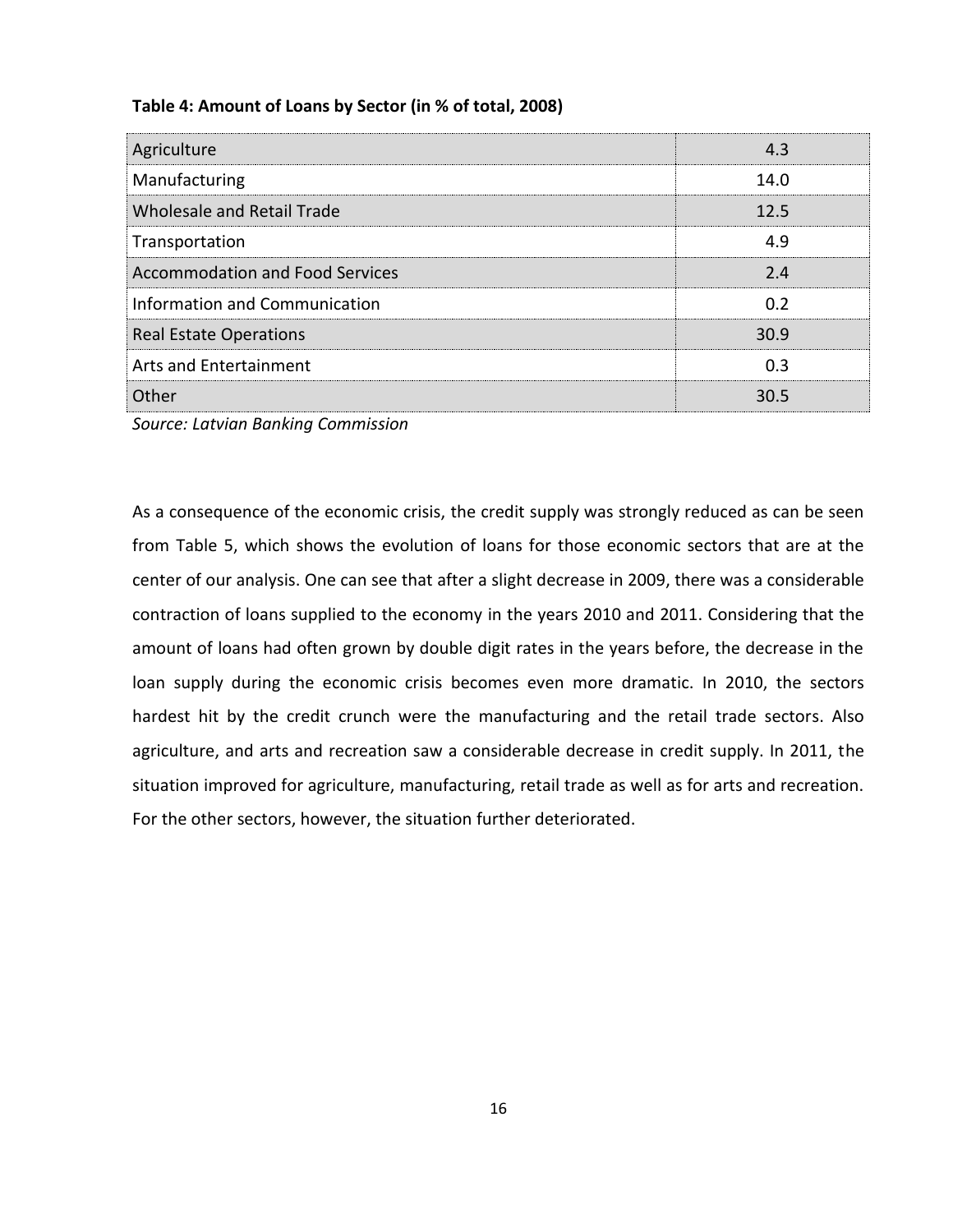**Table 4: Amount of Loans by Sector (in % of total, 2008)**

| | |
|---|---|
| Agriculture | 4.3 |
| Manufacturing | 14.0 |
| Wholesale and Retail Trade | 12.5 |
| Transportation | 4.9 |
| Accommodation and Food Services | 2.4 |
| Information and Communication | 0.2 |
| Real Estate Operations | 30.9 |
| Arts and Entertainment | 0.3 |
| Other | 30.5 |

*Source: Latvian Banking Commission*

As a consequence of the economic crisis, the credit supply was strongly reduced as can be seen from Table 5, which shows the evolution of loans for those economic sectors that are at the center of our analysis. One can see that after a slight decrease in 2009, there was a considerable contraction of loans supplied to the economy in the years 2010 and 2011. Considering that the amount of loans had often grown by double digit rates in the years before, the decrease in the loan supply during the economic crisis becomes even more dramatic. In 2010, the sectors hardest hit by the credit crunch were the manufacturing and the retail trade sectors. Also agriculture, and arts and recreation saw a considerable decrease in credit supply. In 2011, the situation improved for agriculture, manufacturing, retail trade as well as for arts and recreation. For the other sectors, however, the situation further deteriorated.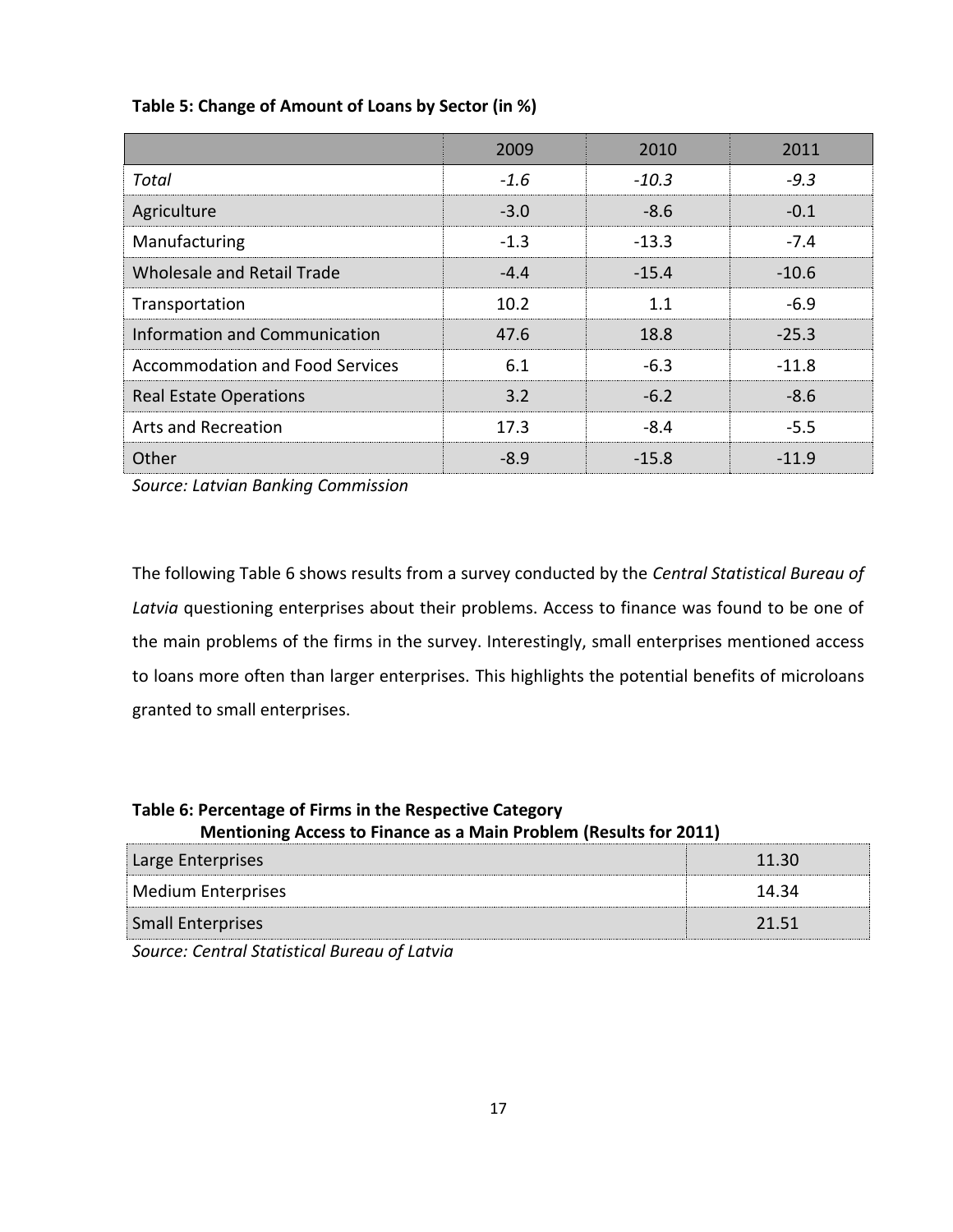**Table 5: Change of Amount of Loans by Sector (in %)**

| | 2009 | 2010 | 2011 |
|---|---|---|---|
| *Total* | *-1.6* | *-10.3* | *-9.3* |
| Agriculture | -3.0 | -8.6 | -0.1 |
| Manufacturing | -1.3 | -13.3 | -7.4 |
| Wholesale and Retail Trade | -4.4 | -15.4 | -10.6 |
| Transportation | 10.2 | 1.1 | -6.9 |
| Information and Communication | 47.6 | 18.8 | -25.3 |
| Accommodation and Food Services | 6.1 | -6.3 | -11.8 |
| Real Estate Operations | 3.2 | -6.2 | -8.6 |
| Arts and Recreation | 17.3 | -8.4 | -5.5 |
| Other | -8.9 | -15.8 | -11.9 |

*Source: Latvian Banking Commission*

The following Table 6 shows results from a survey conducted by the *Central Statistical Bureau of Latvia* questioning enterprises about their problems. Access to finance was found to be one of the main problems of the firms in the survey. Interestingly, small enterprises mentioned access to loans more often than larger enterprises. This highlights the potential benefits of microloans granted to small enterprises.

**Table 6: Percentage of Firms in the Respective Category Mentioning Access to Finance as a Main Problem (Results for 2011)**

| | |
|---|---|
| Large Enterprises | 11.30 |
| Medium Enterprises | 14.34 |
| Small Enterprises | 21.51 |

*Source: Central Statistical Bureau of Latvia*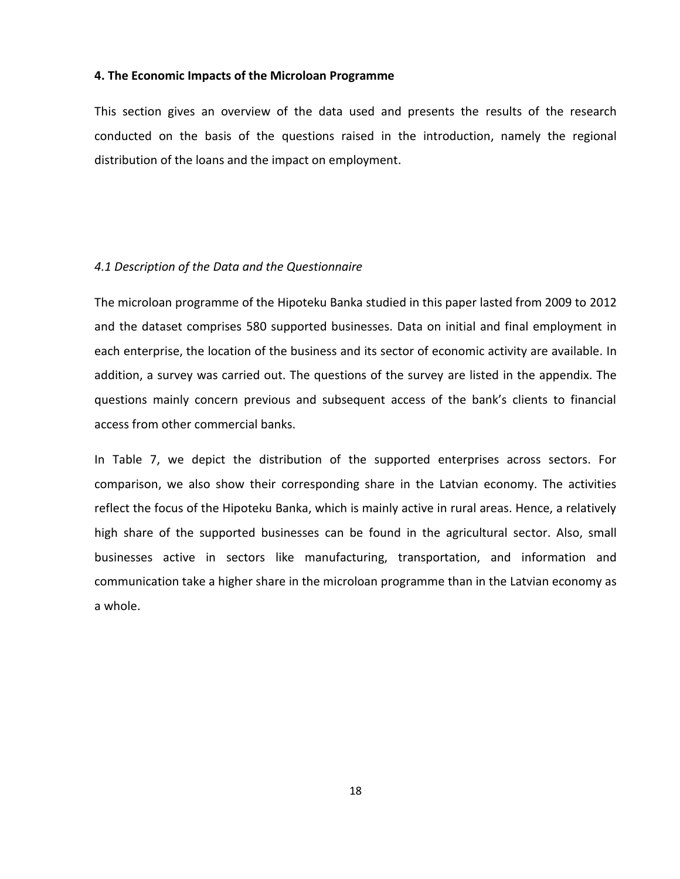## 4. The Economic Impacts of the Microloan Programme

This section gives an overview of the data used and presents the results of the research conducted on the basis of the questions raised in the introduction, namely the regional distribution of the loans and the impact on employment.

### *4.1 Description of the Data and the Questionnaire*

The microloan programme of the Hipoteku Banka studied in this paper lasted from 2009 to 2012 and the dataset comprises 580 supported businesses. Data on initial and final employment in each enterprise, the location of the business and its sector of economic activity are available. In addition, a survey was carried out. The questions of the survey are listed in the appendix. The questions mainly concern previous and subsequent access of the bank's clients to financial access from other commercial banks.

In Table 7, we depict the distribution of the supported enterprises across sectors. For comparison, we also show their corresponding share in the Latvian economy. The activities reflect the focus of the Hipoteku Banka, which is mainly active in rural areas. Hence, a relatively high share of the supported businesses can be found in the agricultural sector. Also, small businesses active in sectors like manufacturing, transportation, and information and communication take a higher share in the microloan programme than in the Latvian economy as a whole.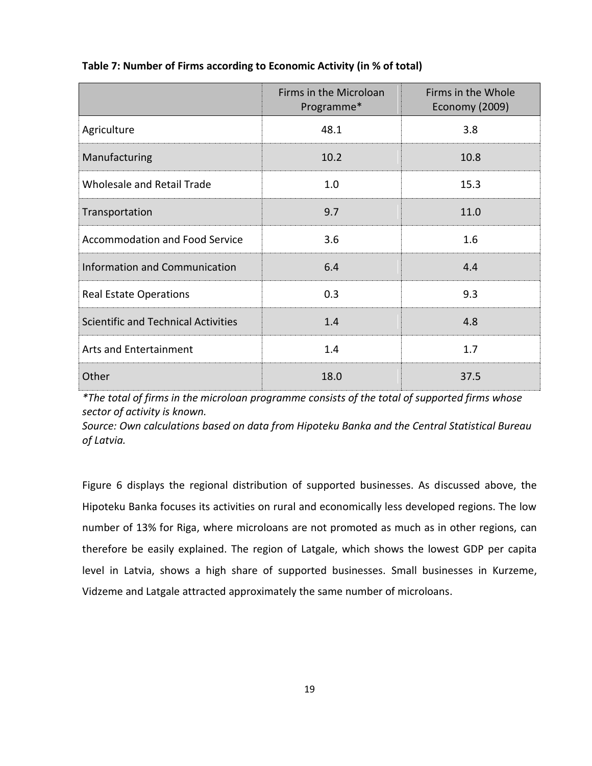**Table 7: Number of Firms according to Economic Activity (in % of total)**

| | Firms in the Microloan Programme* | Firms in the Whole Economy (2009) |
|---|---|---|
| Agriculture | 48.1 | 3.8 |
| Manufacturing | 10.2 | 10.8 |
| Wholesale and Retail Trade | 1.0 | 15.3 |
| Transportation | 9.7 | 11.0 |
| Accommodation and Food Service | 3.6 | 1.6 |
| Information and Communication | 6.4 | 4.4 |
| Real Estate Operations | 0.3 | 9.3 |
| Scientific and Technical Activities | 1.4 | 4.8 |
| Arts and Entertainment | 1.4 | 1.7 |
| Other | 18.0 | 37.5 |

*\*The total of firms in the microloan programme consists of the total of supported firms whose sector of activity is known.*

*Source: Own calculations based on data from Hipoteku Banka and the Central Statistical Bureau of Latvia.*

Figure 6 displays the regional distribution of supported businesses. As discussed above, the Hipoteku Banka focuses its activities on rural and economically less developed regions. The low number of 13% for Riga, where microloans are not promoted as much as in other regions, can therefore be easily explained. The region of Latgale, which shows the lowest GDP per capita level in Latvia, shows a high share of supported businesses. Small businesses in Kurzeme, Vidzeme and Latgale attracted approximately the same number of microloans.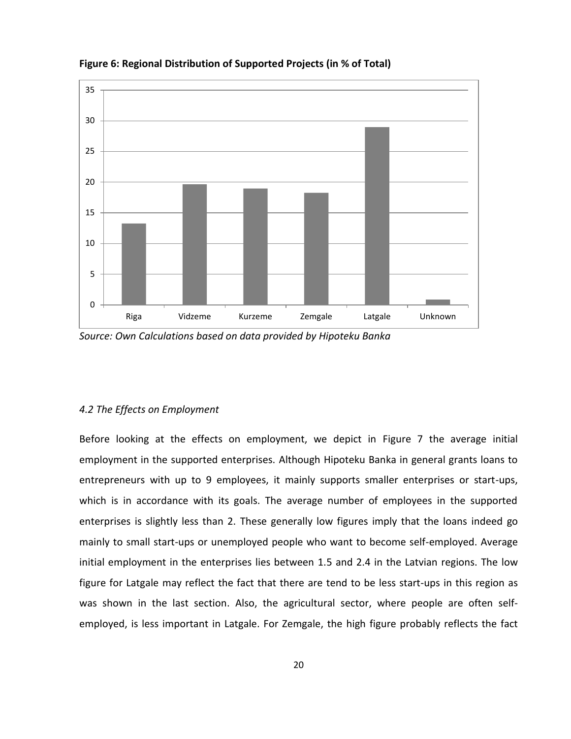**Figure 6: Regional Distribution of Supported Projects (in % of Total)**

*Source: Own Calculations based on data provided by Hipoteku Banka*

### *4.2 The Effects on Employment*

Before looking at the effects on employment, we depict in Figure 7 the average initial employment in the supported enterprises. Although Hipoteku Banka in general grants loans to entrepreneurs with up to 9 employees, it mainly supports smaller enterprises or start-ups, which is in accordance with its goals. The average number of employees in the supported enterprises is slightly less than 2. These generally low figures imply that the loans indeed go mainly to small start-ups or unemployed people who want to become self-employed. Average initial employment in the enterprises lies between 1.5 and 2.4 in the Latvian regions. The low figure for Latgale may reflect the fact that there are tend to be less start-ups in this region as was shown in the last section. Also, the agricultural sector, where people are often self-employed, is less important in Latgale. For Zemgale, the high figure probably reflects the fact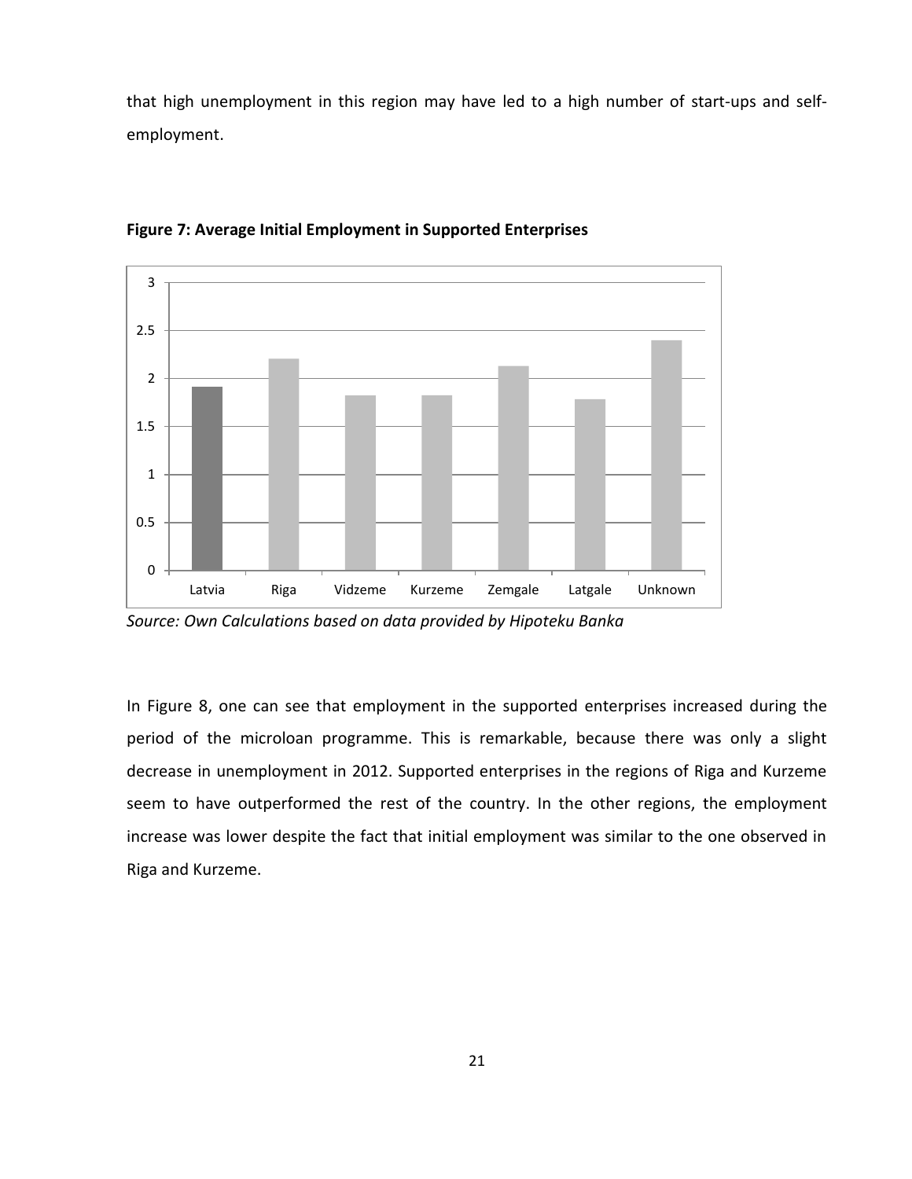that high unemployment in this region may have led to a high number of start-ups and self-employment.

**Figure 7: Average Initial Employment in Supported Enterprises**

*Source: Own Calculations based on data provided by Hipoteku Banka*

In Figure 8, one can see that employment in the supported enterprises increased during the period of the microloan programme. This is remarkable, because there was only a slight decrease in unemployment in 2012. Supported enterprises in the regions of Riga and Kurzeme seem to have outperformed the rest of the country. In the other regions, the employment increase was lower despite the fact that initial employment was similar to the one observed in Riga and Kurzeme.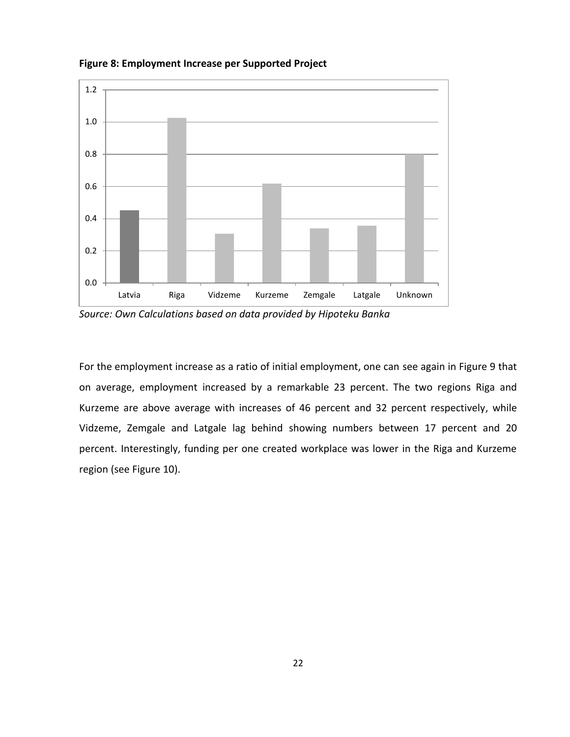**Figure 8: Employment Increase per Supported Project**

*Source: Own Calculations based on data provided by Hipoteku Banka*

For the employment increase as a ratio of initial employment, one can see again in Figure 9 that on average, employment increased by a remarkable 23 percent. The two regions Riga and Kurzeme are above average with increases of 46 percent and 32 percent respectively, while Vidzeme, Zemgale and Latgale lag behind showing numbers between 17 percent and 20 percent. Interestingly, funding per one created workplace was lower in the Riga and Kurzeme region (see Figure 10).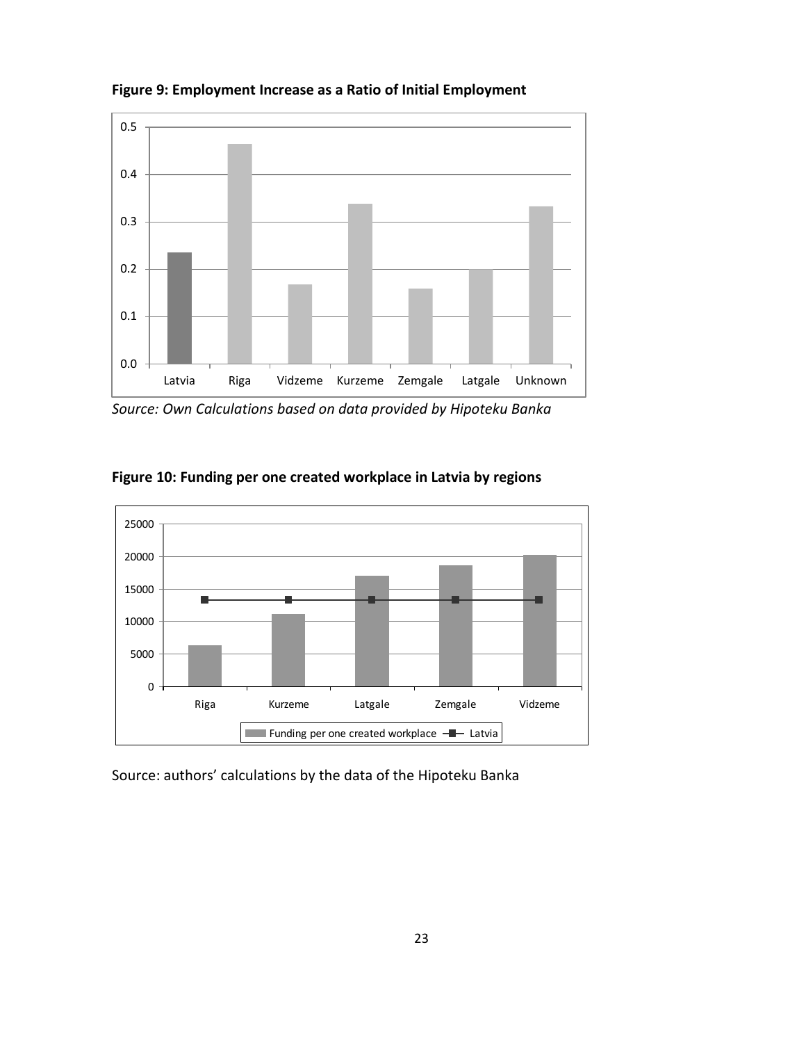**Figure 9: Employment Increase as a Ratio of Initial Employment**

*Source: Own Calculations based on data provided by Hipoteku Banka*

**Figure 10: Funding per one created workplace in Latvia by regions**

Source: authors' calculations by the data of the Hipoteku Banka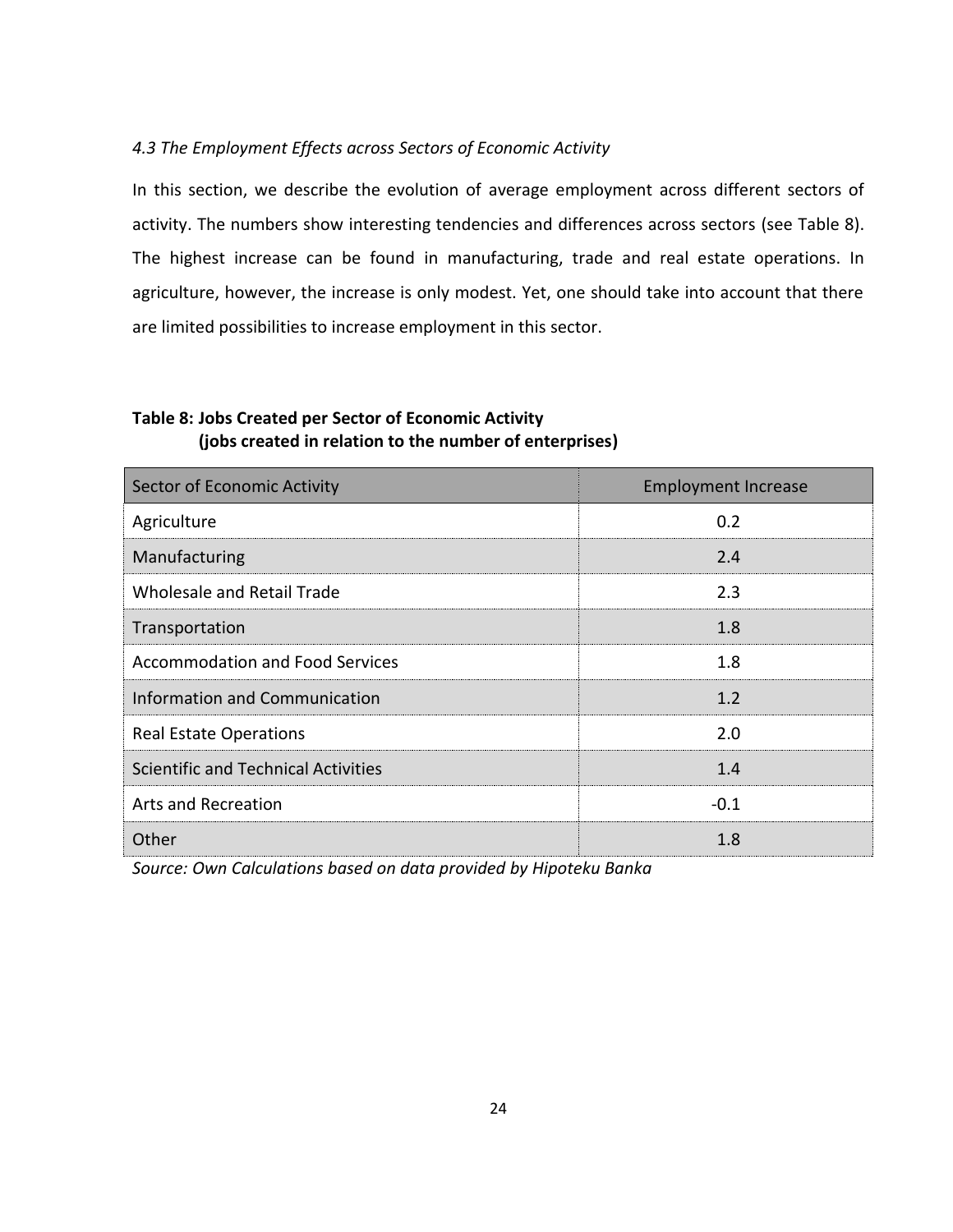### *4.3 The Employment Effects across Sectors of Economic Activity*

In this section, we describe the evolution of average employment across different sectors of activity. The numbers show interesting tendencies and differences across sectors (see Table 8). The highest increase can be found in manufacturing, trade and real estate operations. In agriculture, however, the increase is only modest. Yet, one should take into account that there are limited possibilities to increase employment in this sector.

**Table 8: Jobs Created per Sector of Economic Activity (jobs created in relation to the number of enterprises)**

| Sector of Economic Activity | Employment Increase |
| --- | --- |
| Agriculture | 0.2 |
| Manufacturing | 2.4 |
| Wholesale and Retail Trade | 2.3 |
| Transportation | 1.8 |
| Accommodation and Food Services | 1.8 |
| Information and Communication | 1.2 |
| Real Estate Operations | 2.0 |
| Scientific and Technical Activities | 1.4 |
| Arts and Recreation | -0.1 |
| Other | 1.8 |

*Source: Own Calculations based on data provided by Hipoteku Banka*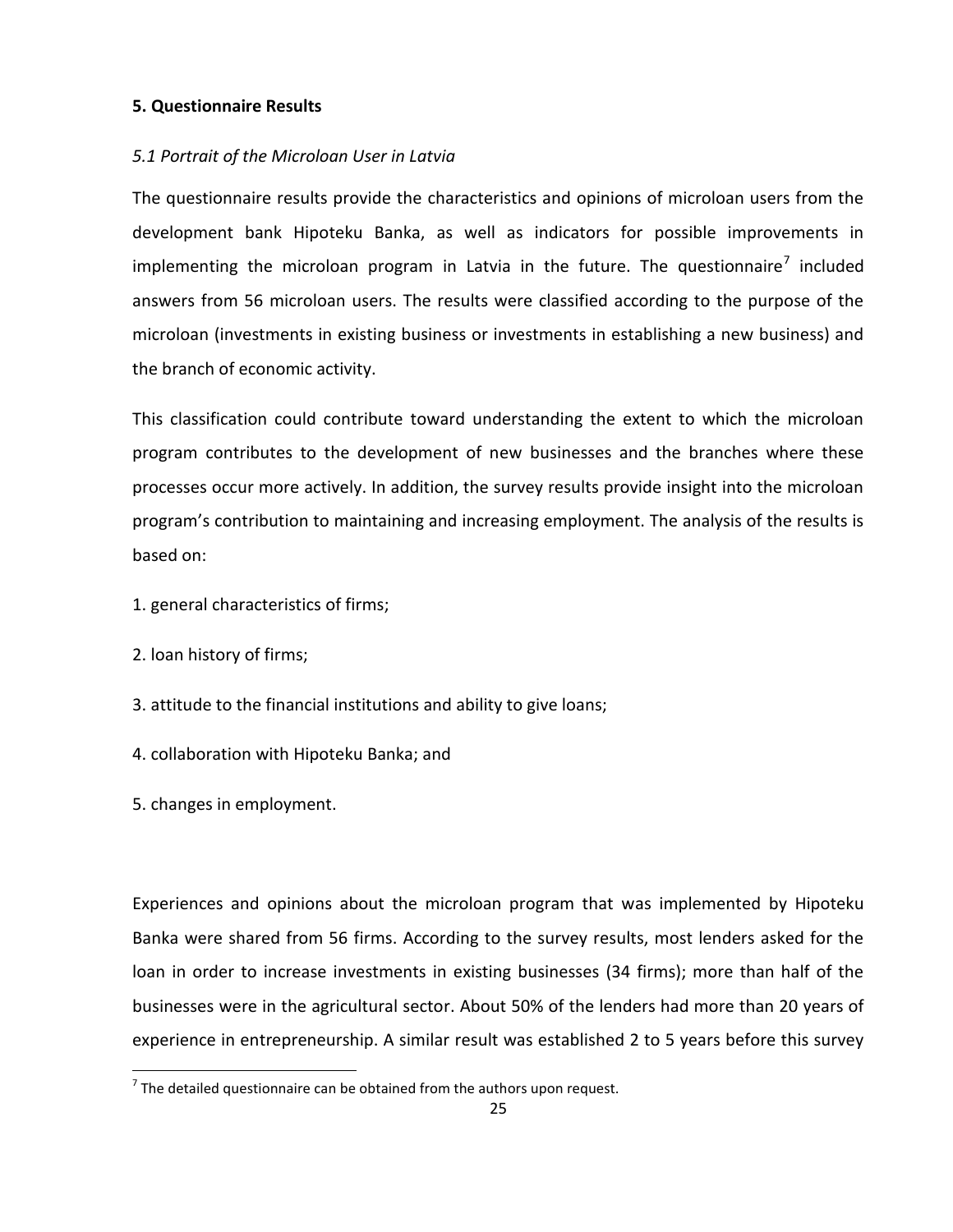## 5. Questionnaire Results

### *5.1 Portrait of the Microloan User in Latvia*

The questionnaire results provide the characteristics and opinions of microloan users from the development bank Hipoteku Banka, as well as indicators for possible improvements in implementing the microloan program in Latvia in the future. The questionnaire[7] included answers from 56 microloan users. The results were classified according to the purpose of the microloan (investments in existing business or investments in establishing a new business) and the branch of economic activity.

This classification could contribute toward understanding the extent to which the microloan program contributes to the development of new businesses and the branches where these processes occur more actively. In addition, the survey results provide insight into the microloan program's contribution to maintaining and increasing employment. The analysis of the results is based on:

1. general characteristics of firms;
2. loan history of firms;
3. attitude to the financial institutions and ability to give loans;
4. collaboration with Hipoteku Banka; and
5. changes in employment.

Experiences and opinions about the microloan program that was implemented by Hipoteku Banka were shared from 56 firms. According to the survey results, most lenders asked for the loan in order to increase investments in existing businesses (34 firms); more than half of the businesses were in the agricultural sector. About 50% of the lenders had more than 20 years of experience in entrepreneurship. A similar result was established 2 to 5 years before this survey

[7] The detailed questionnaire can be obtained from the authors upon request.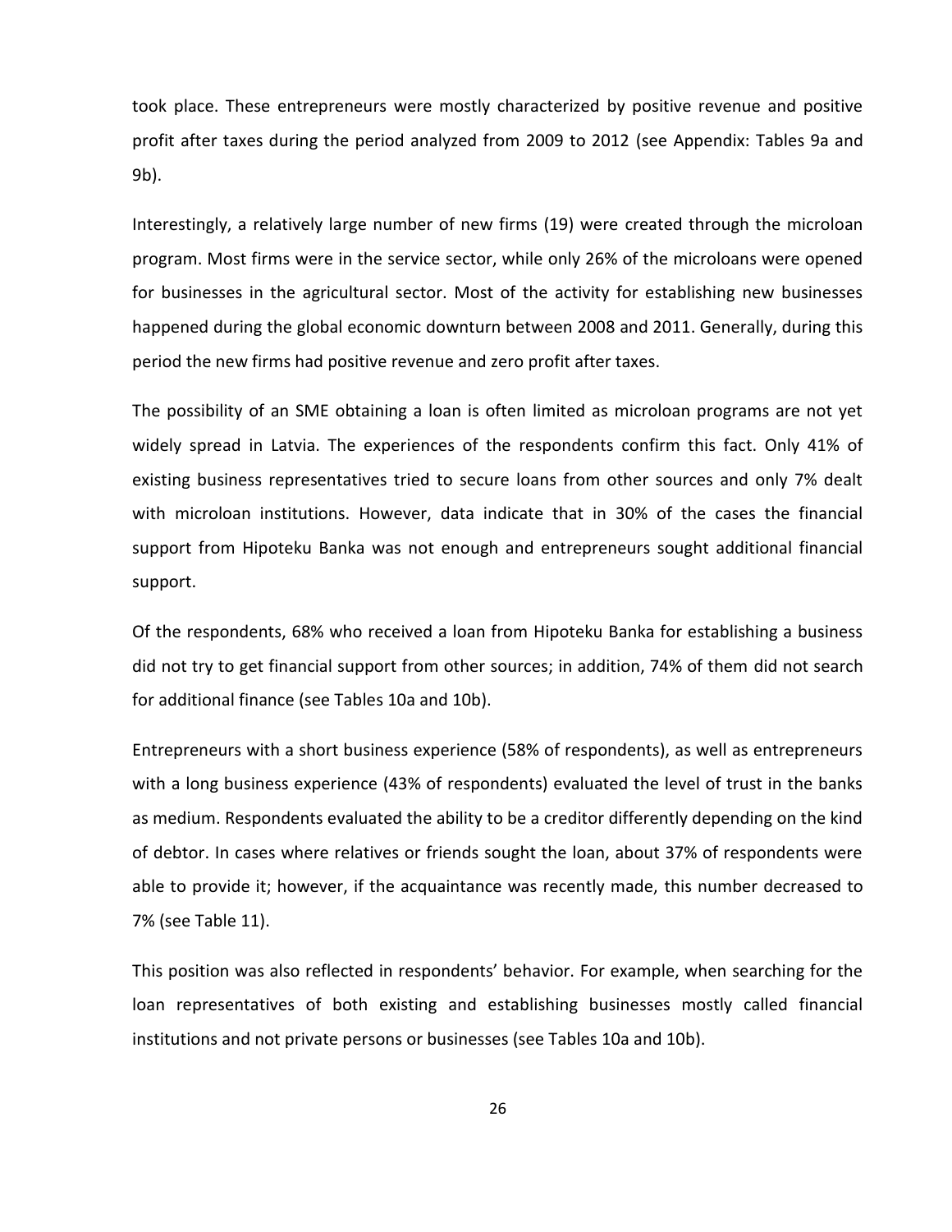took place. These entrepreneurs were mostly characterized by positive revenue and positive profit after taxes during the period analyzed from 2009 to 2012 (see Appendix: Tables 9a and 9b).

Interestingly, a relatively large number of new firms (19) were created through the microloan program. Most firms were in the service sector, while only 26% of the microloans were opened for businesses in the agricultural sector. Most of the activity for establishing new businesses happened during the global economic downturn between 2008 and 2011. Generally, during this period the new firms had positive revenue and zero profit after taxes.

The possibility of an SME obtaining a loan is often limited as microloan programs are not yet widely spread in Latvia. The experiences of the respondents confirm this fact. Only 41% of existing business representatives tried to secure loans from other sources and only 7% dealt with microloan institutions. However, data indicate that in 30% of the cases the financial support from Hipoteku Banka was not enough and entrepreneurs sought additional financial support.

Of the respondents, 68% who received a loan from Hipoteku Banka for establishing a business did not try to get financial support from other sources; in addition, 74% of them did not search for additional finance (see Tables 10a and 10b).

Entrepreneurs with a short business experience (58% of respondents), as well as entrepreneurs with a long business experience (43% of respondents) evaluated the level of trust in the banks as medium. Respondents evaluated the ability to be a creditor differently depending on the kind of debtor. In cases where relatives or friends sought the loan, about 37% of respondents were able to provide it; however, if the acquaintance was recently made, this number decreased to 7% (see Table 11).

This position was also reflected in respondents' behavior. For example, when searching for the loan representatives of both existing and establishing businesses mostly called financial institutions and not private persons or businesses (see Tables 10a and 10b).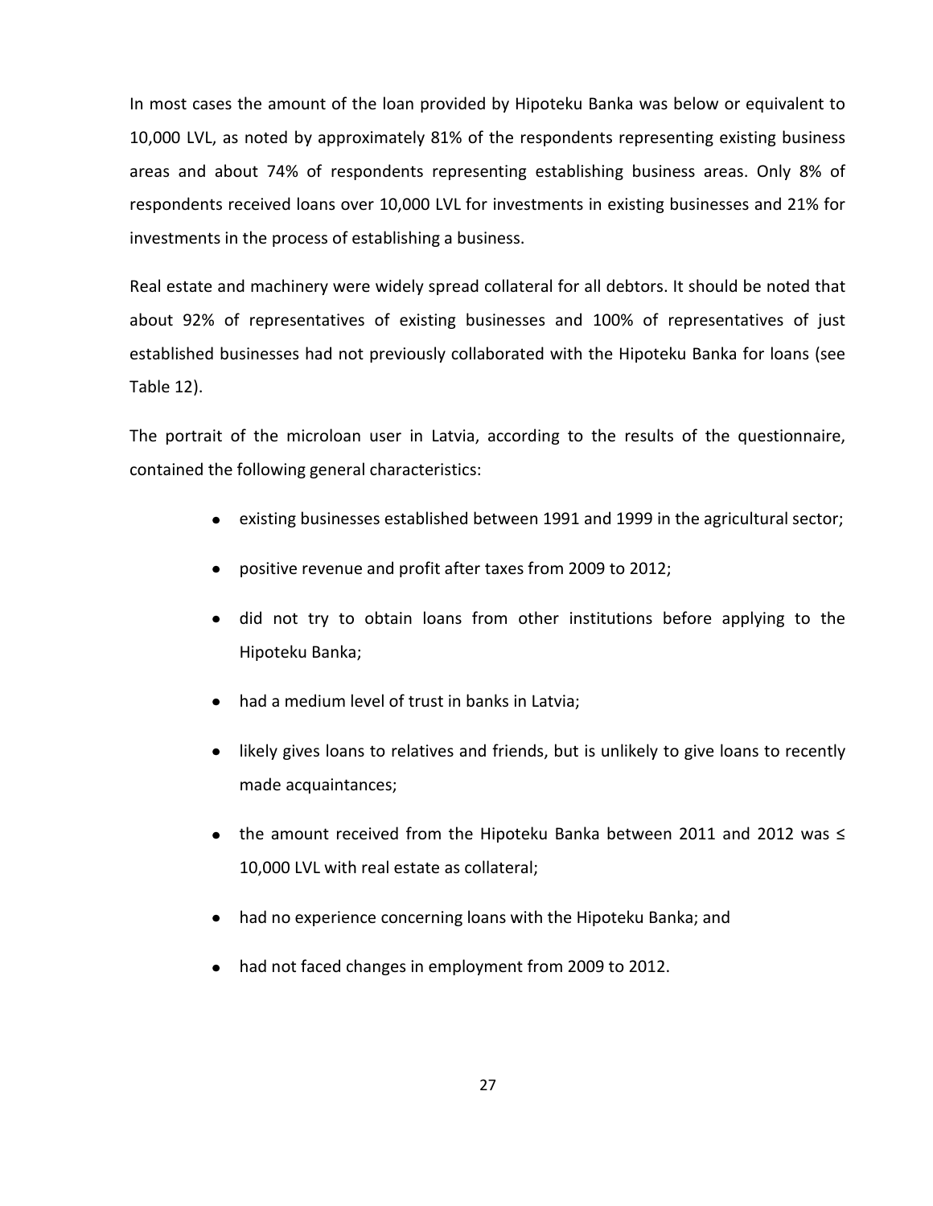In most cases the amount of the loan provided by Hipoteku Banka was below or equivalent to 10,000 LVL, as noted by approximately 81% of the respondents representing existing business areas and about 74% of respondents representing establishing business areas. Only 8% of respondents received loans over 10,000 LVL for investments in existing businesses and 21% for investments in the process of establishing a business.

Real estate and machinery were widely spread collateral for all debtors. It should be noted that about 92% of representatives of existing businesses and 100% of representatives of just established businesses had not previously collaborated with the Hipoteku Banka for loans (see Table 12).

The portrait of the microloan user in Latvia, according to the results of the questionnaire, contained the following general characteristics:

- existing businesses established between 1991 and 1999 in the agricultural sector;
- positive revenue and profit after taxes from 2009 to 2012;
- did not try to obtain loans from other institutions before applying to the Hipoteku Banka;
- had a medium level of trust in banks in Latvia;
- likely gives loans to relatives and friends, but is unlikely to give loans to recently made acquaintances;
- the amount received from the Hipoteku Banka between 2011 and 2012 was ≤ 10,000 LVL with real estate as collateral;
- had no experience concerning loans with the Hipoteku Banka; and
- had not faced changes in employment from 2009 to 2012.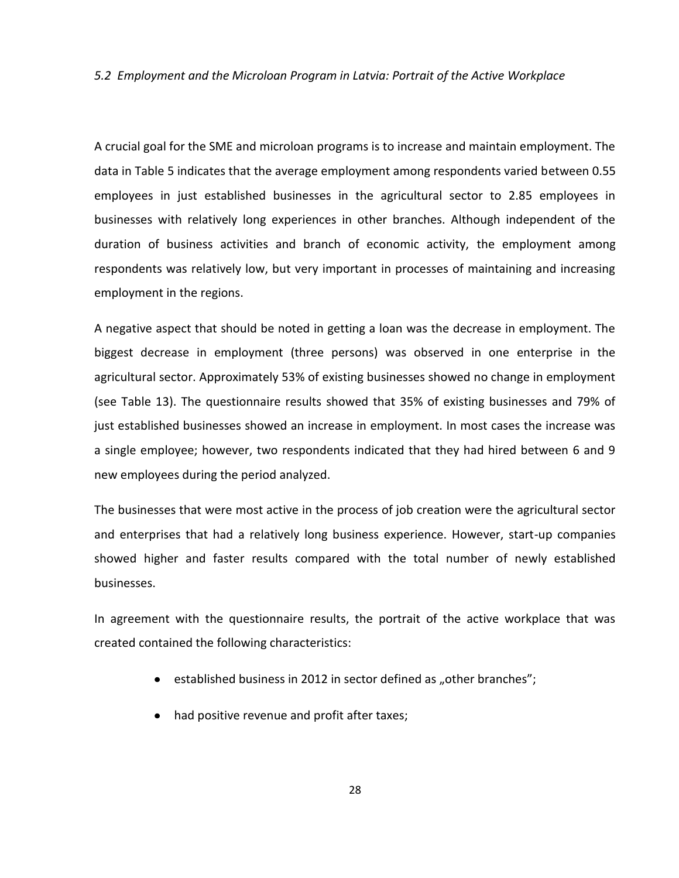*5.2 Employment and the Microloan Program in Latvia: Portrait of the Active Workplace*

A crucial goal for the SME and microloan programs is to increase and maintain employment. The data in Table 5 indicates that the average employment among respondents varied between 0.55 employees in just established businesses in the agricultural sector to 2.85 employees in businesses with relatively long experiences in other branches. Although independent of the duration of business activities and branch of economic activity, the employment among respondents was relatively low, but very important in processes of maintaining and increasing employment in the regions.

A negative aspect that should be noted in getting a loan was the decrease in employment. The biggest decrease in employment (three persons) was observed in one enterprise in the agricultural sector. Approximately 53% of existing businesses showed no change in employment (see Table 13). The questionnaire results showed that 35% of existing businesses and 79% of just established businesses showed an increase in employment. In most cases the increase was a single employee; however, two respondents indicated that they had hired between 6 and 9 new employees during the period analyzed.

The businesses that were most active in the process of job creation were the agricultural sector and enterprises that had a relatively long business experience. However, start-up companies showed higher and faster results compared with the total number of newly established businesses.

In agreement with the questionnaire results, the portrait of the active workplace that was created contained the following characteristics:

- established business in 2012 in sector defined as „other branches";
- had positive revenue and profit after taxes;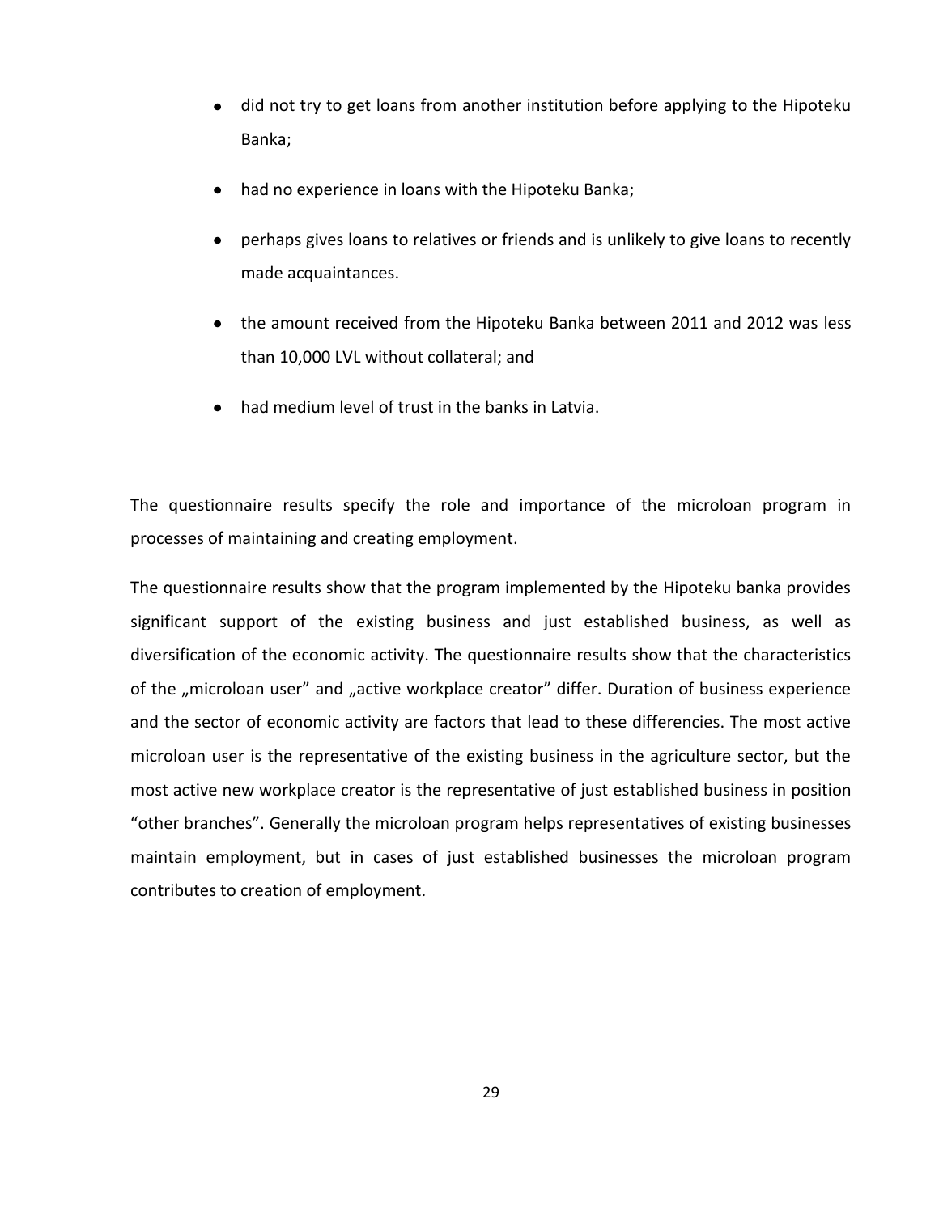- did not try to get loans from another institution before applying to the Hipoteku Banka;
- had no experience in loans with the Hipoteku Banka;
- perhaps gives loans to relatives or friends and is unlikely to give loans to recently made acquaintances.
- the amount received from the Hipoteku Banka between 2011 and 2012 was less than 10,000 LVL without collateral; and
- had medium level of trust in the banks in Latvia.

The questionnaire results specify the role and importance of the microloan program in processes of maintaining and creating employment.

The questionnaire results show that the program implemented by the Hipoteku banka provides significant support of the existing business and just established business, as well as diversification of the economic activity. The questionnaire results show that the characteristics of the „microloan user" and „active workplace creator" differ. Duration of business experience and the sector of economic activity are factors that lead to these differencies. The most active microloan user is the representative of the existing business in the agriculture sector, but the most active new workplace creator is the representative of just established business in position "other branches". Generally the microloan program helps representatives of existing businesses maintain employment, but in cases of just established businesses the microloan program contributes to creation of employment.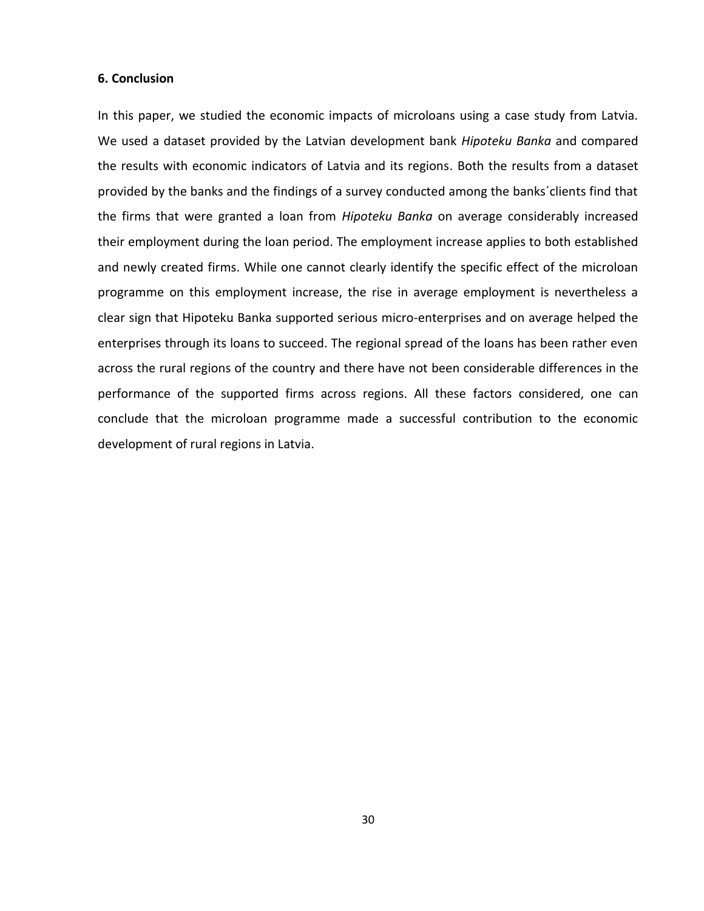## 6. Conclusion

In this paper, we studied the economic impacts of microloans using a case study from Latvia. We used a dataset provided by the Latvian development bank *Hipoteku Banka* and compared the results with economic indicators of Latvia and its regions. Both the results from a dataset provided by the banks and the findings of a survey conducted among the banks´clients find that the firms that were granted a loan from *Hipoteku Banka* on average considerably increased their employment during the loan period. The employment increase applies to both established and newly created firms. While one cannot clearly identify the specific effect of the microloan programme on this employment increase, the rise in average employment is nevertheless a clear sign that Hipoteku Banka supported serious micro-enterprises and on average helped the enterprises through its loans to succeed. The regional spread of the loans has been rather even across the rural regions of the country and there have not been considerable differences in the performance of the supported firms across regions. All these factors considered, one can conclude that the microloan programme made a successful contribution to the economic development of rural regions in Latvia.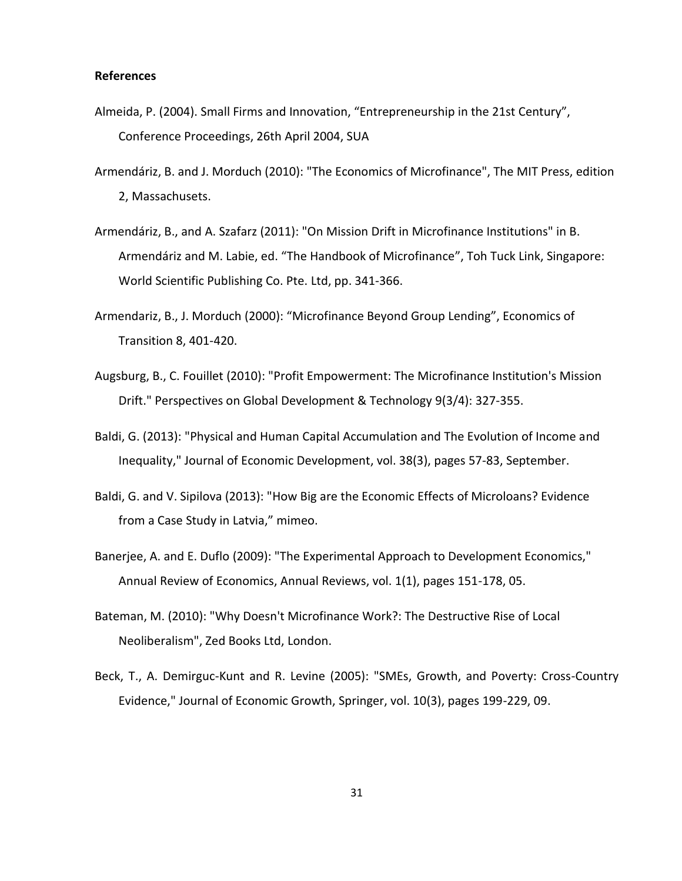**References**

Almeida, P. (2004). Small Firms and Innovation, "Entrepreneurship in the 21st Century", Conference Proceedings, 26th April 2004, SUA

Armendáriz, B. and J. Morduch (2010): "The Economics of Microfinance", The MIT Press, edition 2, Massachusets.

Armendáriz, B., and A. Szafarz (2011): "On Mission Drift in Microfinance Institutions" in B. Armendáriz and M. Labie, ed. "The Handbook of Microfinance", Toh Tuck Link, Singapore: World Scientific Publishing Co. Pte. Ltd, pp. 341-366.

Armendariz, B., J. Morduch (2000): "Microfinance Beyond Group Lending", Economics of Transition 8, 401-420.

Augsburg, B., C. Fouillet (2010): "Profit Empowerment: The Microfinance Institution's Mission Drift." Perspectives on Global Development & Technology 9(3/4): 327-355.

Baldi, G. (2013): "Physical and Human Capital Accumulation and The Evolution of Income and Inequality," Journal of Economic Development, vol. 38(3), pages 57-83, September.

Baldi, G. and V. Sipilova (2013): "How Big are the Economic Effects of Microloans? Evidence from a Case Study in Latvia," mimeo.

Banerjee, A. and E. Duflo (2009): "The Experimental Approach to Development Economics," Annual Review of Economics, Annual Reviews, vol. 1(1), pages 151-178, 05.

Bateman, M. (2010): "Why Doesn't Microfinance Work?: The Destructive Rise of Local Neoliberalism", Zed Books Ltd, London.

Beck, T., A. Demirguc-Kunt and R. Levine (2005): "SMEs, Growth, and Poverty: Cross-Country Evidence," Journal of Economic Growth, Springer, vol. 10(3), pages 199-229, 09.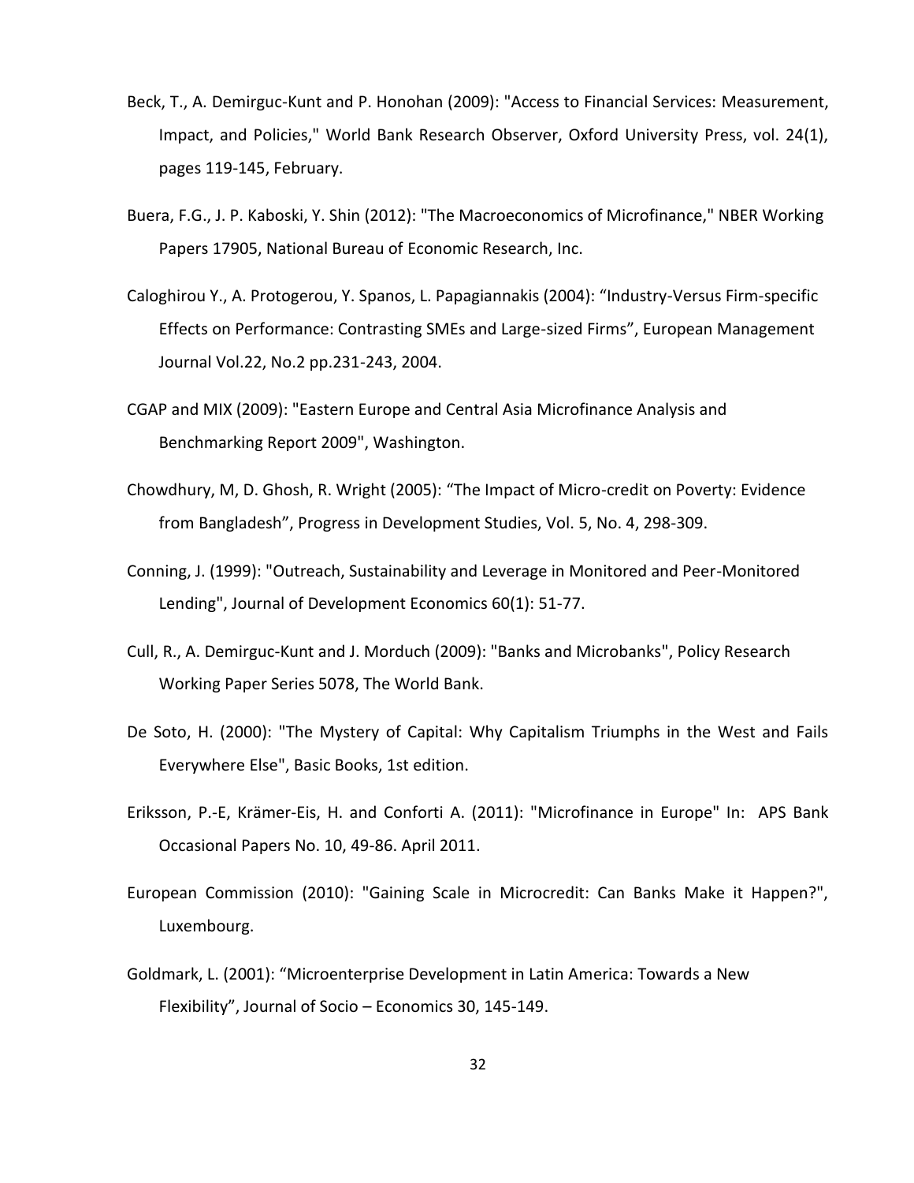Beck, T., A. Demirguc-Kunt and P. Honohan (2009): "Access to Financial Services: Measurement, Impact, and Policies," World Bank Research Observer, Oxford University Press, vol. 24(1), pages 119-145, February.

Buera, F.G., J. P. Kaboski, Y. Shin (2012): "The Macroeconomics of Microfinance," NBER Working Papers 17905, National Bureau of Economic Research, Inc.

Caloghirou Y., A. Protogerou, Y. Spanos, L. Papagiannakis (2004): “Industry-Versus Firm-specific Effects on Performance: Contrasting SMEs and Large-sized Firms”, European Management Journal Vol.22, No.2 pp.231-243, 2004.

CGAP and MIX (2009): "Eastern Europe and Central Asia Microfinance Analysis and Benchmarking Report 2009", Washington.

Chowdhury, M, D. Ghosh, R. Wright (2005): “The Impact of Micro-credit on Poverty: Evidence from Bangladesh”, Progress in Development Studies, Vol. 5, No. 4, 298-309.

Conning, J. (1999): "Outreach, Sustainability and Leverage in Monitored and Peer-Monitored Lending", Journal of Development Economics 60(1): 51-77.

Cull, R., A. Demirguc-Kunt and J. Morduch (2009): "Banks and Microbanks", Policy Research Working Paper Series 5078, The World Bank.

De Soto, H. (2000): "The Mystery of Capital: Why Capitalism Triumphs in the West and Fails Everywhere Else", Basic Books, 1st edition.

Eriksson, P.-E, Krämer-Eis, H. and Conforti A. (2011): "Microfinance in Europe" In: APS Bank Occasional Papers No. 10, 49-86. April 2011.

European Commission (2010): "Gaining Scale in Microcredit: Can Banks Make it Happen?", Luxembourg.

Goldmark, L. (2001): “Microenterprise Development in Latin America: Towards a New Flexibility”, Journal of Socio – Economics 30, 145-149.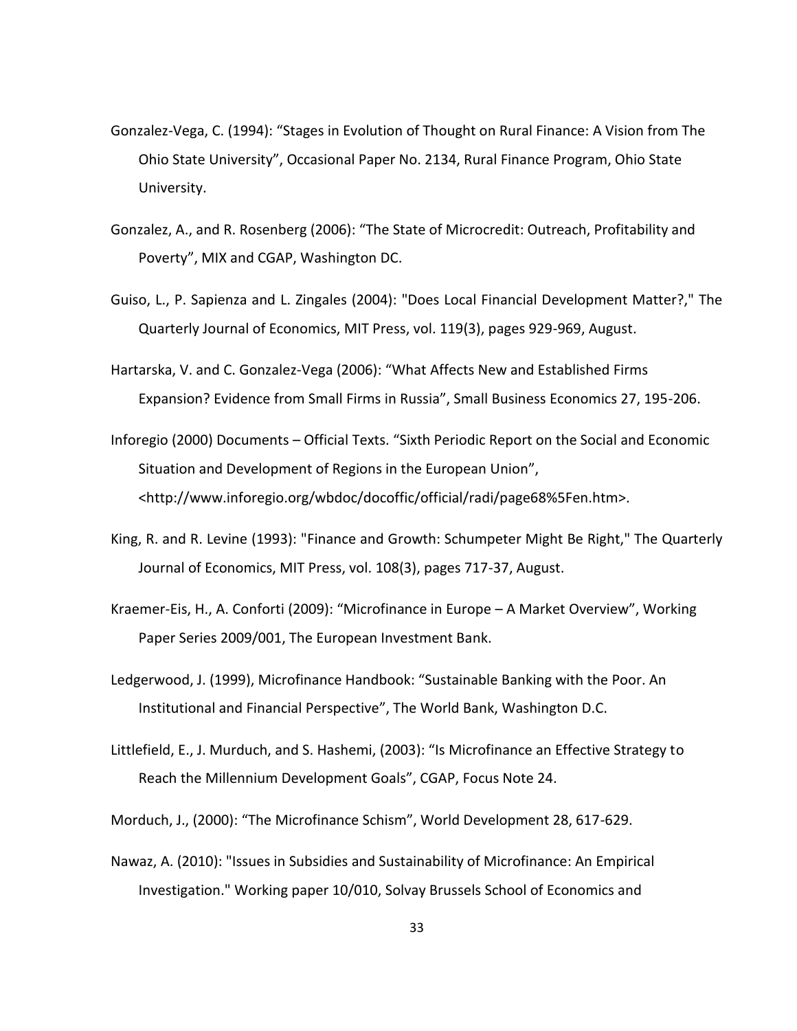Gonzalez-Vega, C. (1994): "Stages in Evolution of Thought on Rural Finance: A Vision from The Ohio State University", Occasional Paper No. 2134, Rural Finance Program, Ohio State University.

Gonzalez, A., and R. Rosenberg (2006): "The State of Microcredit: Outreach, Profitability and Poverty", MIX and CGAP, Washington DC.

Guiso, L., P. Sapienza and L. Zingales (2004): "Does Local Financial Development Matter?," The Quarterly Journal of Economics, MIT Press, vol. 119(3), pages 929-969, August.

Hartarska, V. and C. Gonzalez-Vega (2006): "What Affects New and Established Firms Expansion? Evidence from Small Firms in Russia", Small Business Economics 27, 195-206.

Inforegio (2000) Documents – Official Texts. "Sixth Periodic Report on the Social and Economic Situation and Development of Regions in the European Union", <http://www.inforegio.org/wbdoc/docoffic/official/radi/page68%5Fen.htm>.

King, R. and R. Levine (1993): "Finance and Growth: Schumpeter Might Be Right," The Quarterly Journal of Economics, MIT Press, vol. 108(3), pages 717-37, August.

Kraemer-Eis, H., A. Conforti (2009): "Microfinance in Europe – A Market Overview", Working Paper Series 2009/001, The European Investment Bank.

Ledgerwood, J. (1999), Microfinance Handbook: "Sustainable Banking with the Poor. An Institutional and Financial Perspective", The World Bank, Washington D.C.

Littlefield, E., J. Murduch, and S. Hashemi, (2003): "Is Microfinance an Effective Strategy to Reach the Millennium Development Goals", CGAP, Focus Note 24.

Morduch, J., (2000): "The Microfinance Schism", World Development 28, 617-629.

Nawaz, A. (2010): "Issues in Subsidies and Sustainability of Microfinance: An Empirical Investigation." Working paper 10/010, Solvay Brussels School of Economics and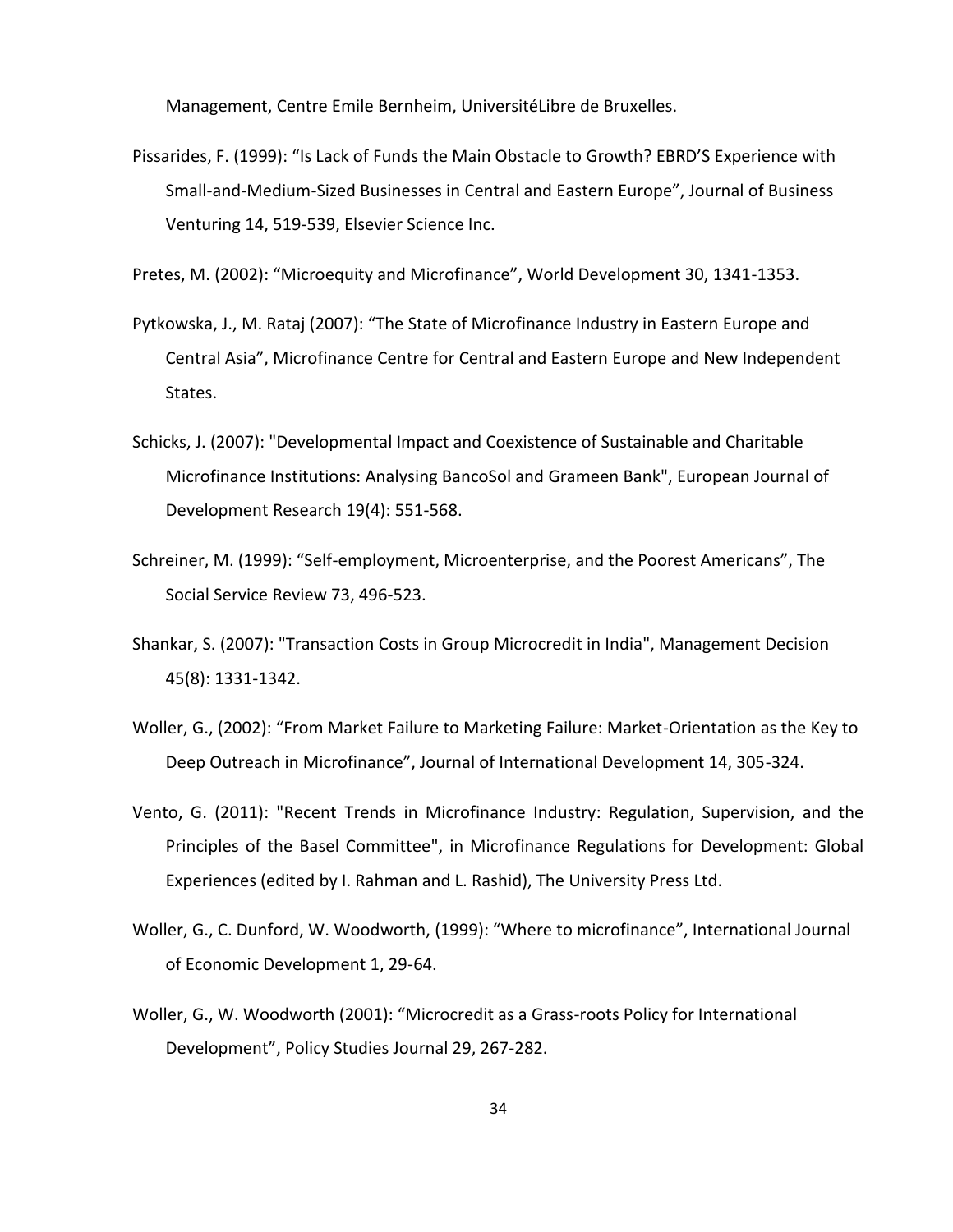Management, Centre Emile Bernheim, UniversitéLibre de Bruxelles.

Pissarides, F. (1999): “Is Lack of Funds the Main Obstacle to Growth? EBRD’S Experience with Small-and-Medium-Sized Businesses in Central and Eastern Europe”, Journal of Business Venturing 14, 519-539, Elsevier Science Inc.

Pretes, M. (2002): “Microequity and Microfinance”, World Development 30, 1341-1353.

Pytkowska, J., M. Rataj (2007): “The State of Microfinance Industry in Eastern Europe and Central Asia”, Microfinance Centre for Central and Eastern Europe and New Independent States.

Schicks, J. (2007): "Developmental Impact and Coexistence of Sustainable and Charitable Microfinance Institutions: Analysing BancoSol and Grameen Bank", European Journal of Development Research 19(4): 551-568.

Schreiner, M. (1999): “Self-employment, Microenterprise, and the Poorest Americans”, The Social Service Review 73, 496-523.

Shankar, S. (2007): "Transaction Costs in Group Microcredit in India", Management Decision 45(8): 1331-1342.

Woller, G., (2002): “From Market Failure to Marketing Failure: Market-Orientation as the Key to Deep Outreach in Microfinance”, Journal of International Development 14, 305-324.

Vento, G. (2011): "Recent Trends in Microfinance Industry: Regulation, Supervision, and the Principles of the Basel Committee", in Microfinance Regulations for Development: Global Experiences (edited by I. Rahman and L. Rashid), The University Press Ltd.

Woller, G., C. Dunford, W. Woodworth, (1999): “Where to microfinance”, International Journal of Economic Development 1, 29-64.

Woller, G., W. Woodworth (2001): “Microcredit as a Grass-roots Policy for International Development”, Policy Studies Journal 29, 267-282.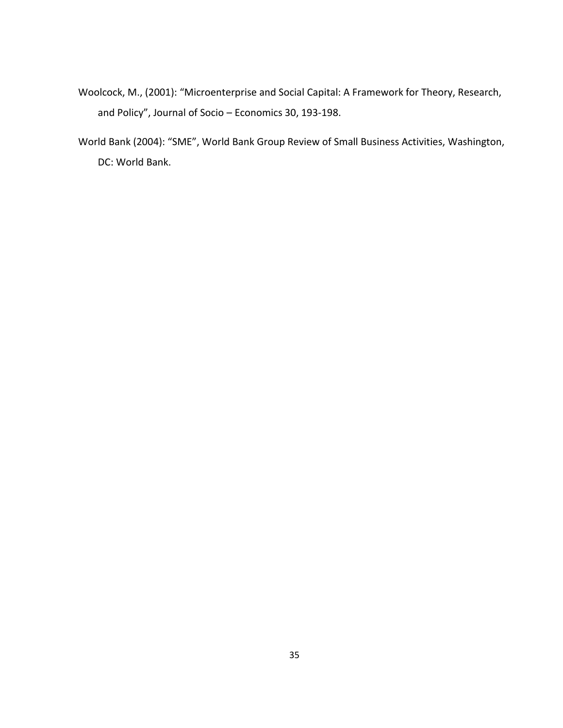Woolcock, M., (2001): “Microenterprise and Social Capital: A Framework for Theory, Research, and Policy”, Journal of Socio – Economics 30, 193-198.

World Bank (2004): “SME”, World Bank Group Review of Small Business Activities, Washington, DC: World Bank.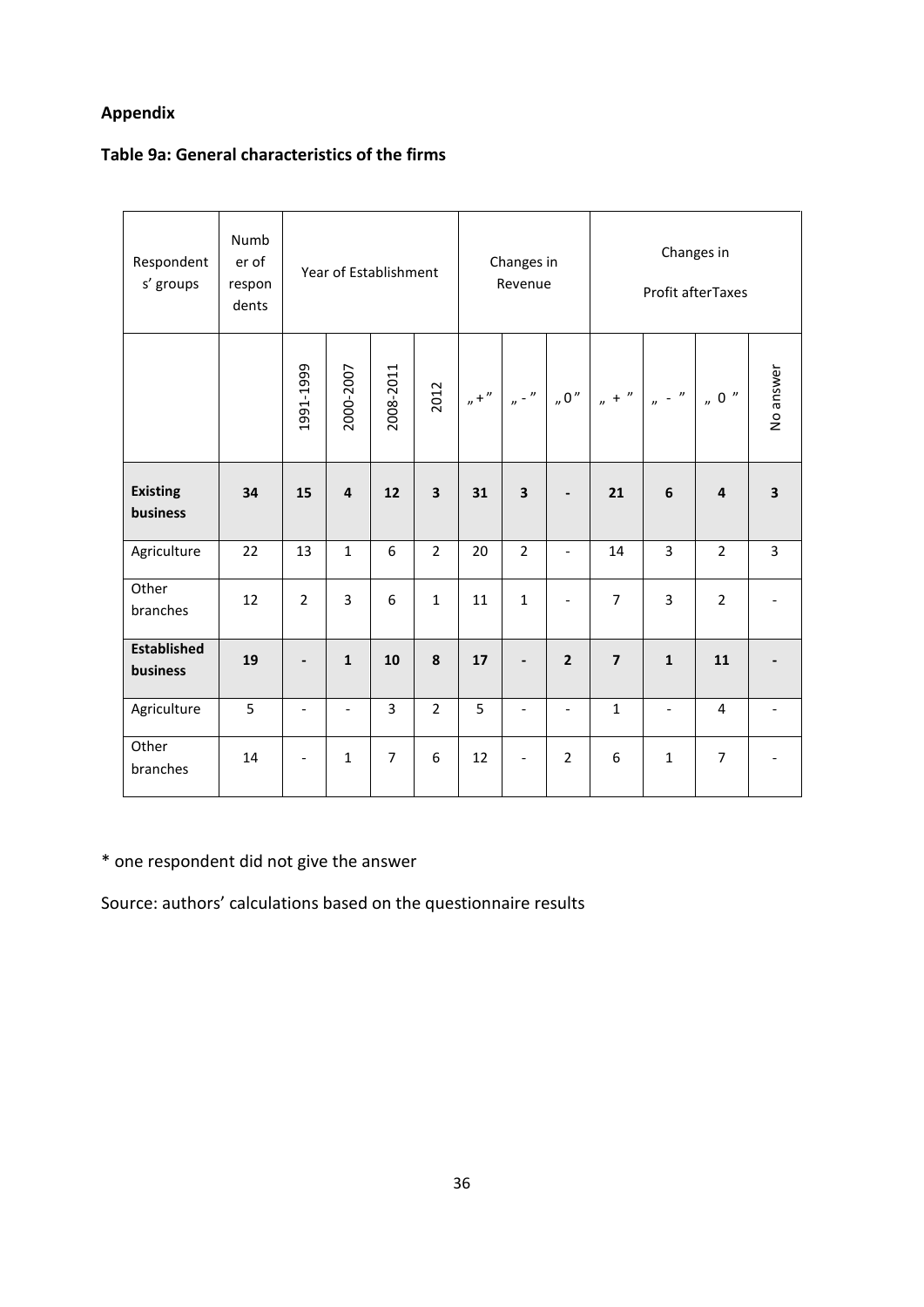## Appendix

### Table 9a: General characteristics of the firms

| Respondents' groups | Number of respondents | Year of Establishment | | | | Changes in Revenue | | | Changes in Profit afterTaxes | | | |
|---|---|---|---|---|---|---|---|---|---|---|---|---|
| | | 1991-1999 | 2000-2007 | 2008-2011 | 2012 | „+” | „-” | „0” | „ + ” | „ - ” | „ 0 ” | No answer |
| **Existing business** | **34** | **15** | **4** | **12** | **3** | **31** | **3** | **-** | **21** | **6** | **4** | **3** |
| Agriculture | 22 | 13 | 1 | 6 | 2 | 20 | 2 | - | 14 | 3 | 2 | 3 |
| Other branches | 12 | 2 | 3 | 6 | 1 | 11 | 1 | - | 7 | 3 | 2 | - |
| **Established business** | **19** | **-** | **1** | **10** | **8** | **17** | **-** | **2** | **7** | **1** | **11** | **-** |
| Agriculture | 5 | - | - | 3 | 2 | 5 | - | - | 1 | - | 4 | - |
| Other branches | 14 | - | 1 | 7 | 6 | 12 | - | 2 | 6 | 1 | 7 | - |

* one respondent did not give the answer

Source: authors' calculations based on the questionnaire results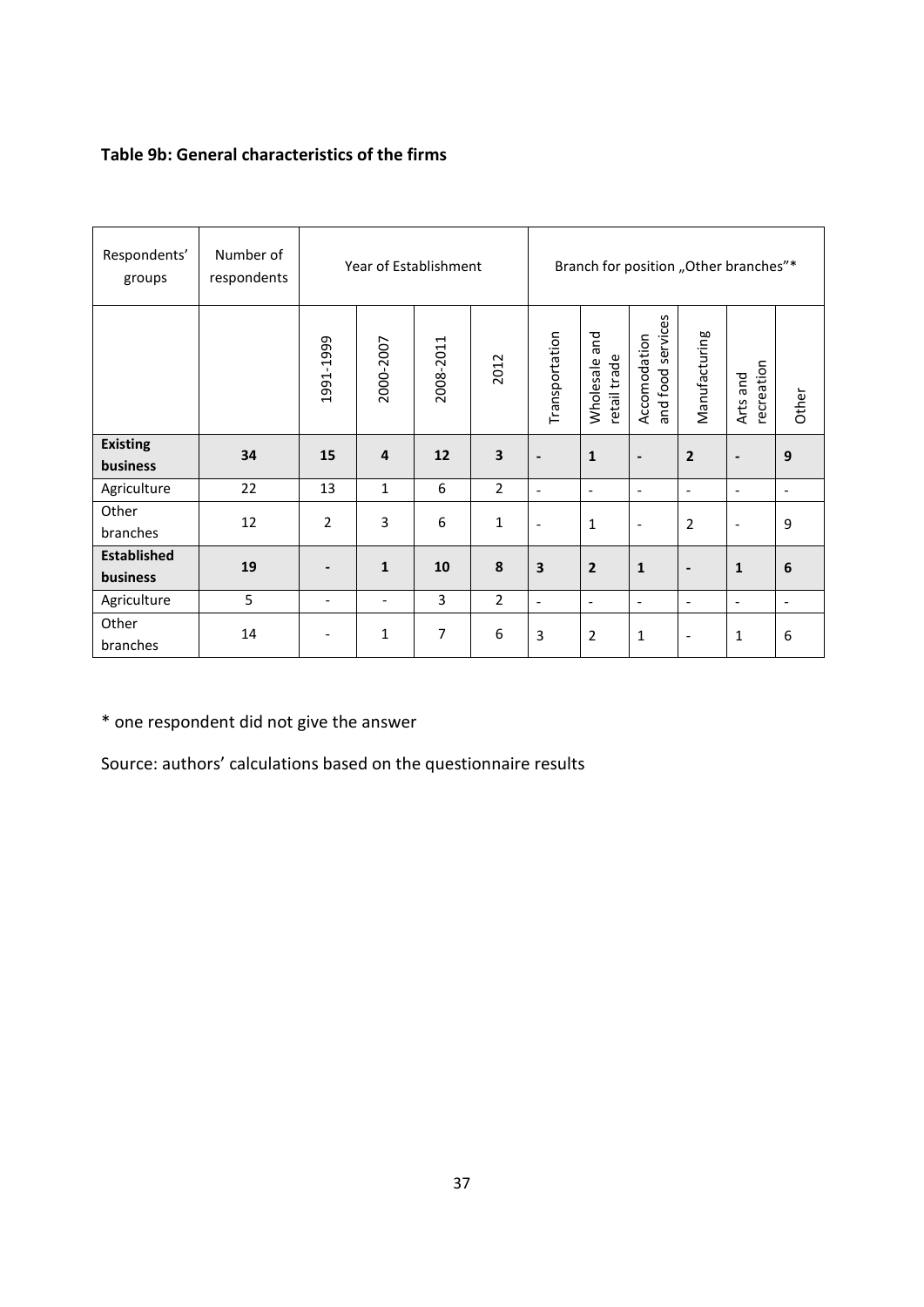**Table 9b: General characteristics of the firms**

| Respondents' groups | Number of respondents | Year of Establishment | | | | Branch for position „Other branches"* | | | | | |
|---|---|---|---|---|---|---|---|---|---|---|---|
| | | 1991-1999 | 2000-2007 | 2008-2011 | 2012 | Transportation | Wholesale and retail trade | Accomodation and food services | Manufacturing | Arts and recreation | Other |
| **Existing business** | **34** | **15** | **4** | **12** | **3** | **-** | **1** | **-** | **2** | **-** | **9** |
| Agriculture | 22 | 13 | 1 | 6 | 2 | - | - | - | - | - | - |
| Other branches | 12 | 2 | 3 | 6 | 1 | - | 1 | - | 2 | - | 9 |
| **Established business** | **19** | **-** | **1** | **10** | **8** | **3** | **2** | **1** | **-** | **1** | **6** |
| Agriculture | 5 | - | - | 3 | 2 | - | - | - | - | - | - |
| Other branches | 14 | - | 1 | 7 | 6 | 3 | 2 | 1 | - | 1 | 6 |

* one respondent did not give the answer

Source: authors' calculations based on the questionnaire results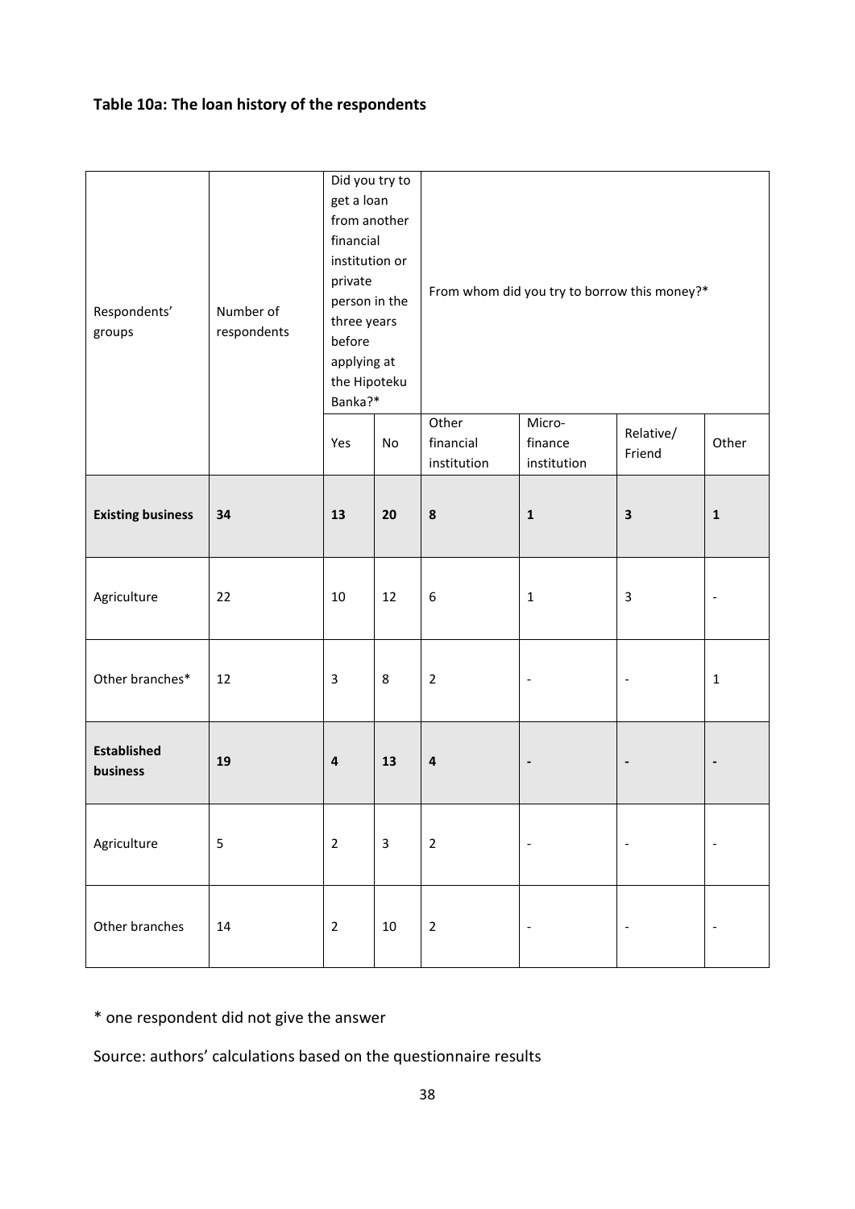**Table 10a: The loan history of the respondents**

| Respondents' groups | Number of respondents | Did you try to get a loan from another financial institution or private person in the three years before applying at the Hipoteku Banka?* | | From whom did you try to borrow this money?* | | | |
|---|---|---|---|---|---|---|---|
| | | Yes | No | Other financial institution | Micro-finance institution | Relative/ Friend | Other |
| **Existing business** | **34** | **13** | **20** | **8** | **1** | **3** | **1** |
| Agriculture | 22 | 10 | 12 | 6 | 1 | 3 | - |
| Other branches* | 12 | 3 | 8 | 2 | - | - | 1 |
| **Established business** | **19** | **4** | **13** | **4** | **-** | **-** | **-** |
| Agriculture | 5 | 2 | 3 | 2 | - | - | - |
| Other branches | 14 | 2 | 10 | 2 | - | - | - |

\* one respondent did not give the answer

Source: authors' calculations based on the questionnaire results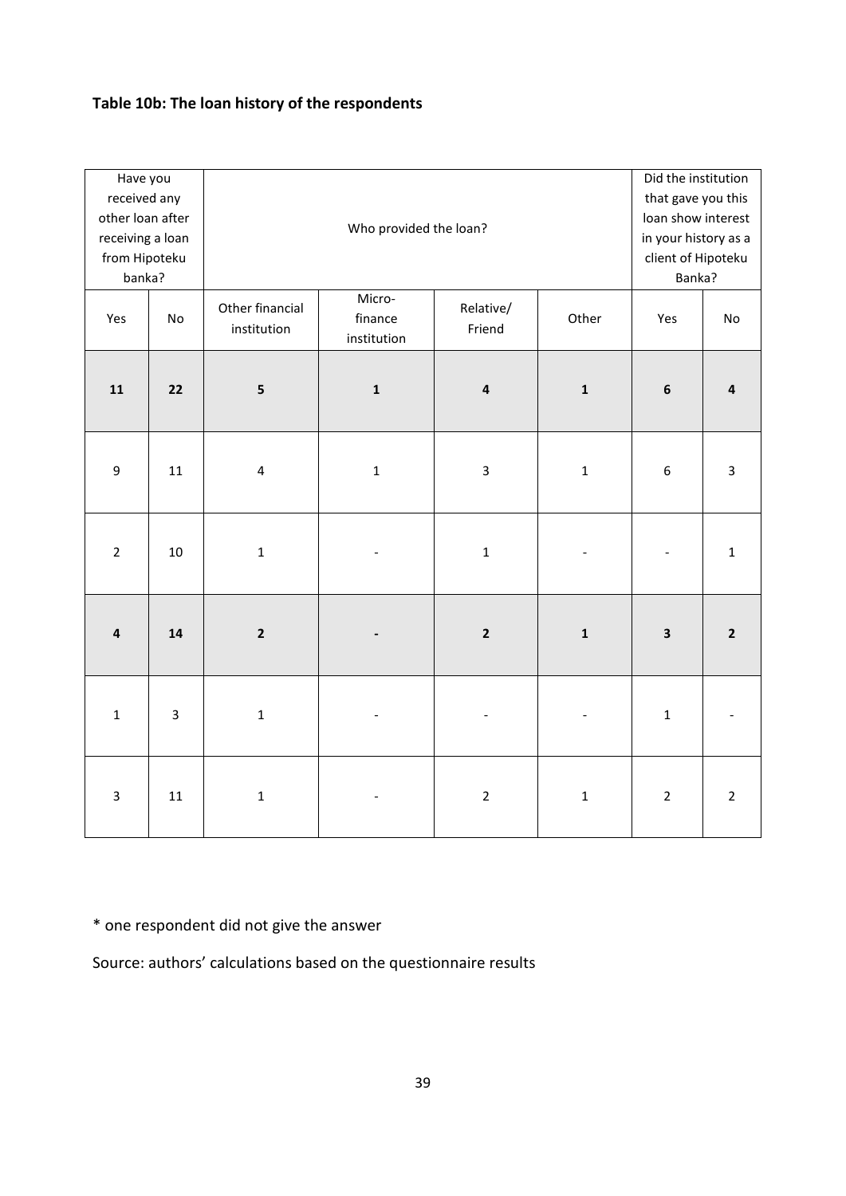**Table 10b: The loan history of the respondents**

| Have you received any other loan after receiving a loan from Hipoteku banka? | | Who provided the loan? | | | | Did the institution that gave you this loan show interest in your history as a client of Hipoteku Banka? | |
|---|---|---|---|---|---|---|---|
| Yes | No | Other financial institution | Micro-finance institution | Relative/ Friend | Other | Yes | No |
| **11** | **22** | **5** | **1** | **4** | **1** | **6** | **4** |
| 9 | 11 | 4 | 1 | 3 | 1 | 6 | 3 |
| 2 | 10 | 1 | - | 1 | - | - | 1 |
| **4** | **14** | **2** | **-** | **2** | **1** | **3** | **2** |
| 1 | 3 | 1 | - | - | - | 1 | - |
| 3 | 11 | 1 | - | 2 | 1 | 2 | 2 |

* one respondent did not give the answer

Source: authors' calculations based on the questionnaire results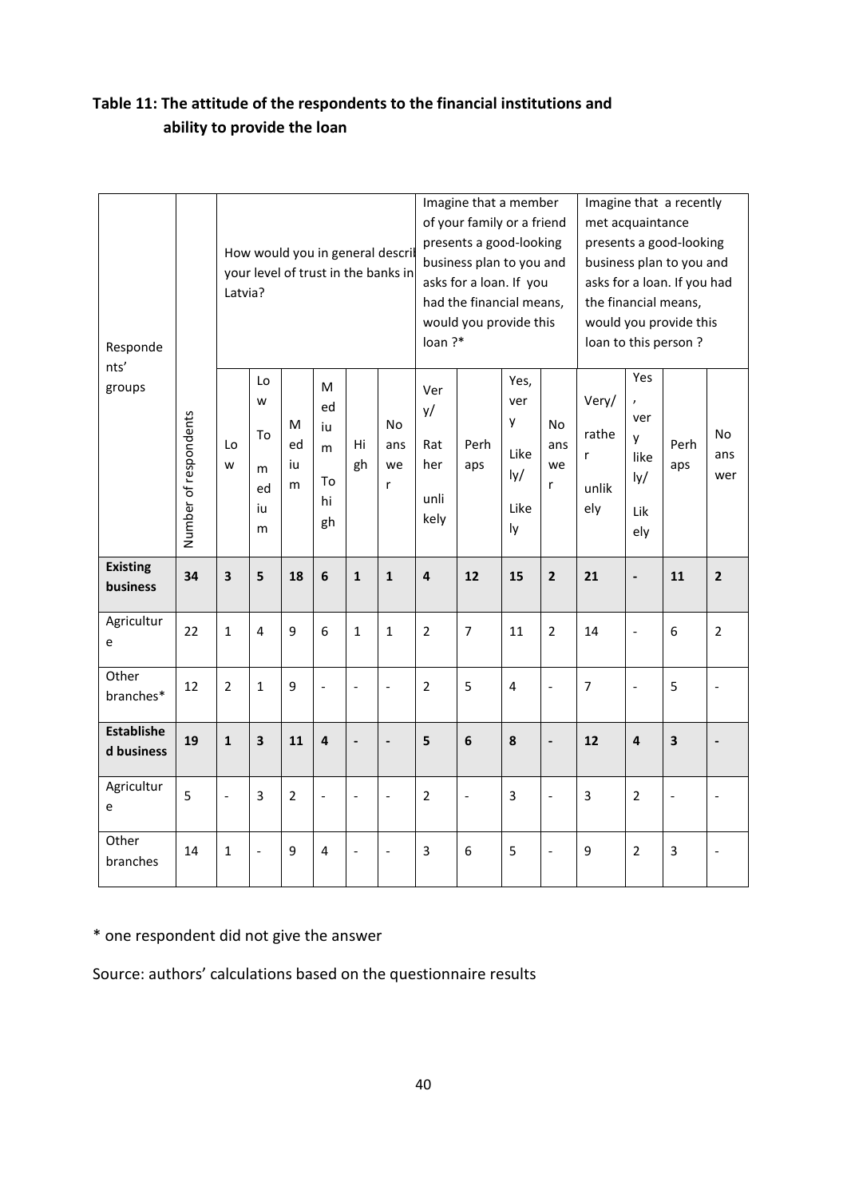## Table 11: The attitude of the respondents to the financial institutions and ability to provide the loan

| Respondents' groups | Number of respondents | How would you in general describe your level of trust in the banks in Latvia? | | | | | | Imagine that a member of your family or a friend presents a good-looking business plan to you and asks for a loan. If you had the financial means, would you provide this loan ?* | | | | Imagine that a recently met acquaintance presents a good-looking business plan to you and asks for a loan. If you had the financial means, would you provide this loan to this person ? | | | |
|---|---|---|---|---|---|---|---|---|---|---|---|---|---|---|---|
| | | Low | Low To medium | Medium | Medium To high | High | No answer | Very/ Rather unlikely | Perhaps | Yes, very Likely/ Likely | No answer | Very/ rather unlikely | Yes, very likely/ Likely | Perhaps | No answer |
| **Existing business** | **34** | **3** | **5** | **18** | **6** | **1** | **1** | **4** | **12** | **15** | **2** | **21** | **-** | **11** | **2** |
| Agriculture | 22 | 1 | 4 | 9 | 6 | 1 | 1 | 2 | 7 | 11 | 2 | 14 | - | 6 | 2 |
| Other branches* | 12 | 2 | 1 | 9 | - | - | - | 2 | 5 | 4 | - | 7 | - | 5 | - |
| **Established business** | **19** | **1** | **3** | **11** | **4** | **-** | **-** | **5** | **6** | **8** | **-** | **12** | **4** | **3** | **-** |
| Agriculture | 5 | - | 3 | 2 | - | - | - | 2 | - | 3 | - | 3 | 2 | - | - |
| Other branches | 14 | 1 | - | 9 | 4 | - | - | 3 | 6 | 5 | - | 9 | 2 | 3 | - |

* one respondent did not give the answer

Source: authors' calculations based on the questionnaire results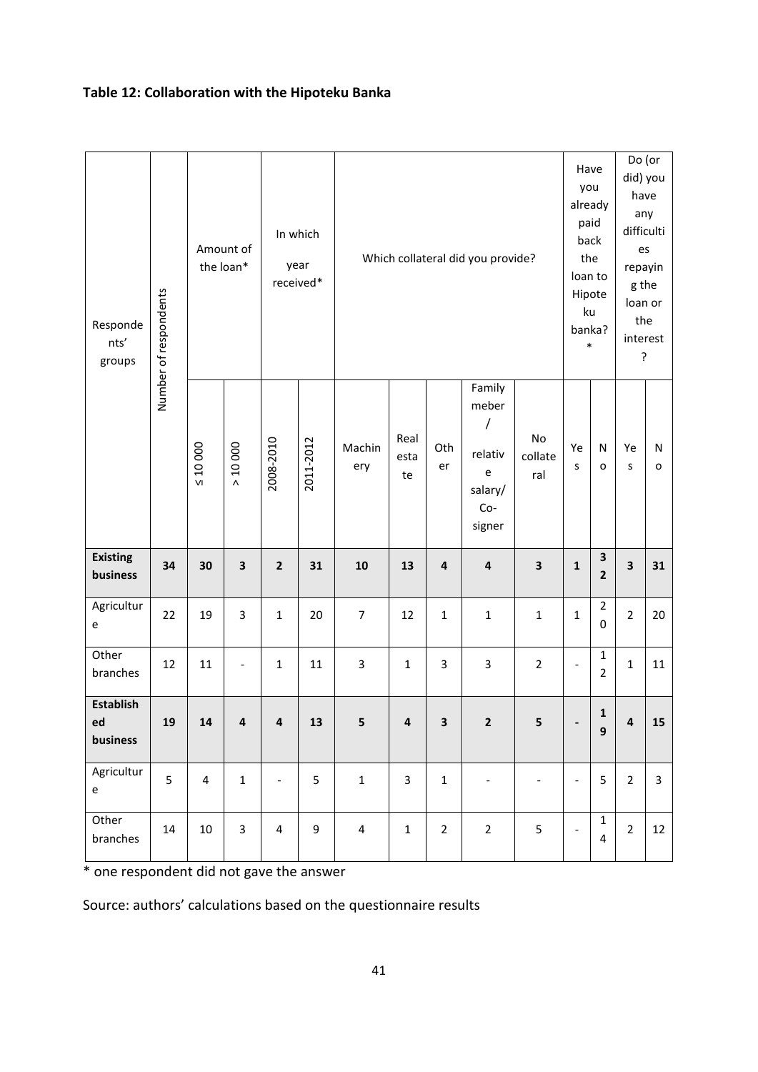**Table 12: Collaboration with the Hipoteku Banka**

| Respondents' groups | Number of respondents | Amount of the loan* | | In which year received* | | Which collateral did you provide? | | | | | Have you already paid back the loan to Hipoteku banka? * | | Do (or did) you have any difficulties repaying the loan or the interest? | |
|---|---|---|---|---|---|---|---|---|---|---|---|---|---|---|
| | | ≤ 10 000 | > 10 000 | 2008-2010 | 2011-2012 | Machinery | Real estate | Other | Family meber / relative salary/ Co-signer | No collateral | Yes | No | Yes | No |
| **Existing business** | **34** | **30** | **3** | **2** | **31** | **10** | **13** | **4** | **4** | **3** | **1** | **32** | **3** | **31** |
| Agriculture | 22 | 19 | 3 | 1 | 20 | 7 | 12 | 1 | 1 | 1 | 1 | 20 | 2 | 20 |
| Other branches | 12 | 11 | - | 1 | 11 | 3 | 1 | 3 | 3 | 2 | - | 12 | 1 | 11 |
| **Established business** | **19** | **14** | **4** | **4** | **13** | **5** | **4** | **3** | **2** | **5** | **-** | **19** | **4** | **15** |
| Agriculture | 5 | 4 | 1 | - | 5 | 1 | 3 | 1 | - | - | - | 5 | 2 | 3 |
| Other branches | 14 | 10 | 3 | 4 | 9 | 4 | 1 | 2 | 2 | 5 | - | 14 | 2 | 12 |

* one respondent did not gave the answer

Source: authors' calculations based on the questionnaire results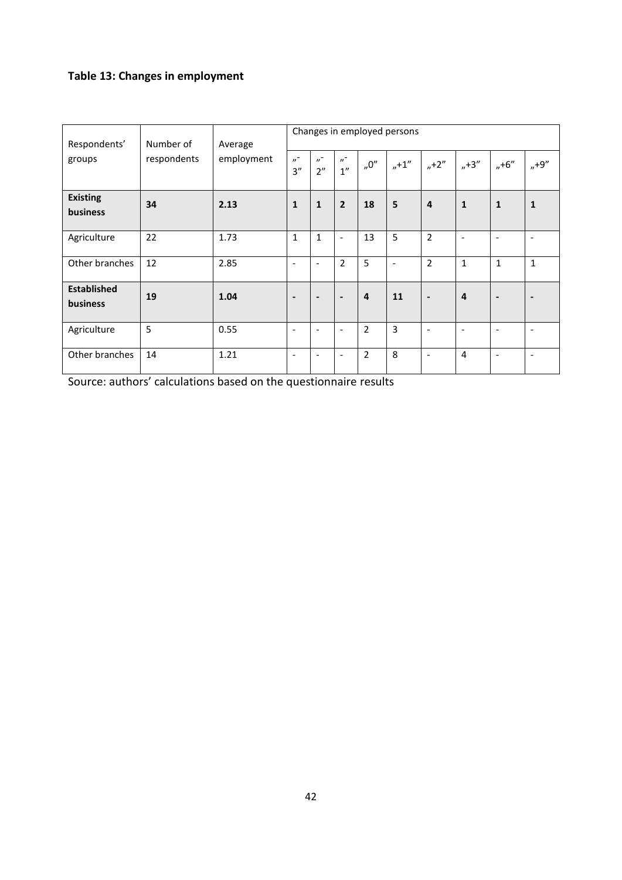### Table 13: Changes in employment

| Respondents' groups | Number of respondents | Average employment | Changes in employed persons | | | | | | | | |
|---|---|---|---|---|---|---|---|---|---|---|---|
| | | | „-3" | „-2" | „-1" | „0" | „+1" | „+2" | „+3" | „+6" | „+9" |
| **Existing business** | **34** | **2.13** | **1** | **1** | **2** | **18** | **5** | **4** | **1** | **1** | **1** |
| Agriculture | 22 | 1.73 | 1 | 1 | - | 13 | 5 | 2 | - | - | - |
| Other branches | 12 | 2.85 | - | - | 2 | 5 | - | 2 | 1 | 1 | 1 |
| **Established business** | **19** | **1.04** | **-** | **-** | **-** | **4** | **11** | **-** | **4** | **-** | **-** |
| Agriculture | 5 | 0.55 | - | - | - | 2 | 3 | - | - | - | - |
| Other branches | 14 | 1.21 | - | - | - | 2 | 8 | - | 4 | - | - |

Source: authors' calculations based on the questionnaire results